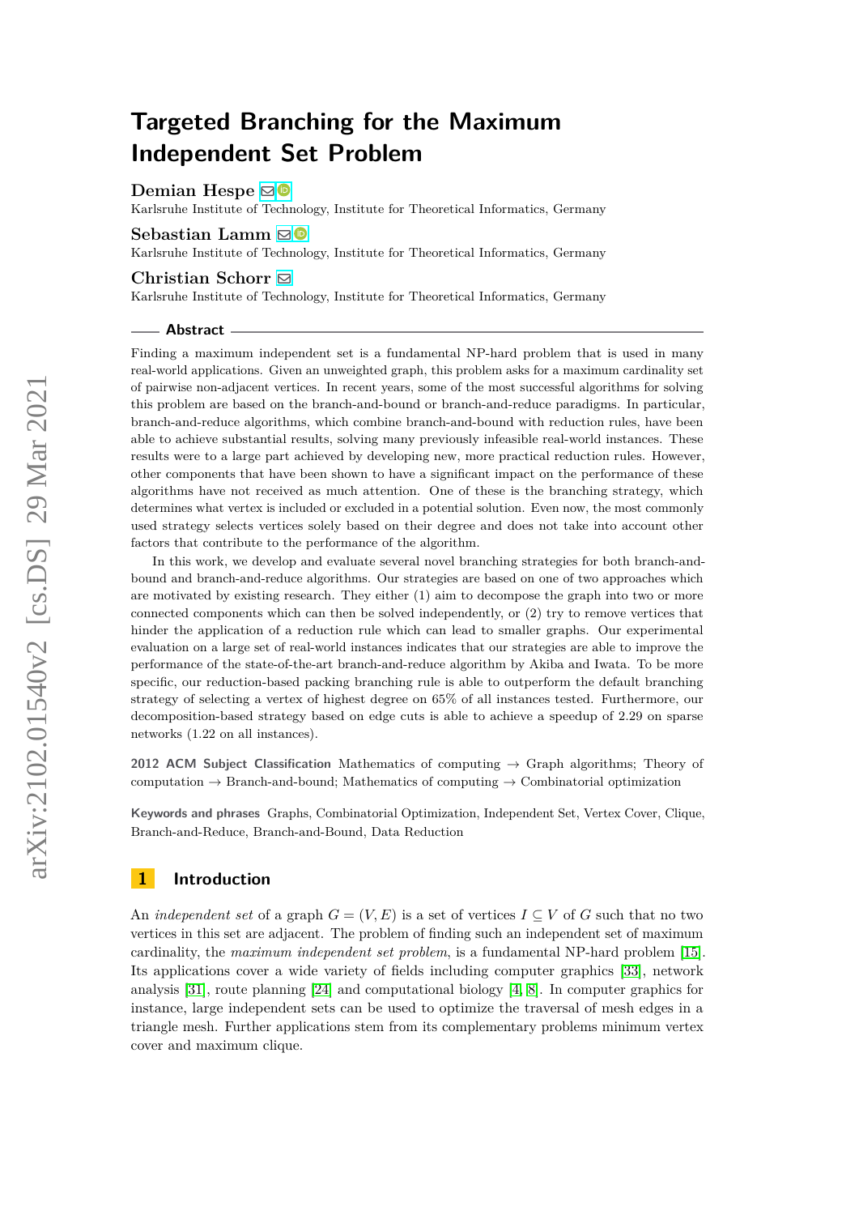# Targeted Branching for the Maximum Independent Set Problem

**Demian Hespe**
Karlsruhe Institute of Technology, Institute for Theoretical Informatics, Germany

**Sebastian Lamm**
Karlsruhe Institute of Technology, Institute for Theoretical Informatics, Germany

**Christian Schorr**
Karlsruhe Institute of Technology, Institute for Theoretical Informatics, Germany

## Abstract

Finding a maximum independent set is a fundamental NP-hard problem that is used in many real-world applications. Given an unweighted graph, this problem asks for a maximum cardinality set of pairwise non-adjacent vertices. In recent years, some of the most successful algorithms for solving this problem are based on the branch-and-bound or branch-and-reduce paradigms. In particular, branch-and-reduce algorithms, which combine branch-and-bound with reduction rules, have been able to achieve substantial results, solving many previously infeasible real-world instances. These results were to a large part achieved by developing new, more practical reduction rules. However, other components that have been shown to have a significant impact on the performance of these algorithms have not received as much attention. One of these is the branching strategy, which determines what vertex is included or excluded in a potential solution. Even now, the most commonly used strategy selects vertices solely based on their degree and does not take into account other factors that contribute to the performance of the algorithm.

In this work, we develop and evaluate several novel branching strategies for both branch-and-bound and branch-and-reduce algorithms. Our strategies are based on one of two approaches which are motivated by existing research. They either (1) aim to decompose the graph into two or more connected components which can then be solved independently, or (2) try to remove vertices that hinder the application of a reduction rule which can lead to smaller graphs. Our experimental evaluation on a large set of real-world instances indicates that our strategies are able to improve the performance of the state-of-the-art branch-and-reduce algorithm by Akiba and Iwata. To be more specific, our reduction-based packing branching rule is able to outperform the default branching strategy of selecting a vertex of highest degree on 65% of all instances tested. Furthermore, our decomposition-based strategy based on edge cuts is able to achieve a speedup of 2.29 on sparse networks (1.22 on all instances).

**2012 ACM Subject Classification** Mathematics of computing → Graph algorithms; Theory of computation → Branch-and-bound; Mathematics of computing → Combinatorial optimization

**Keywords and phrases** Graphs, Combinatorial Optimization, Independent Set, Vertex Cover, Clique, Branch-and-Reduce, Branch-and-Bound, Data Reduction

## 1 Introduction

An *independent set* of a graph $G = (V, E)$ is a set of vertices $I \subseteq V$ of $G$ such that no two vertices in this set are adjacent. The problem of finding such an independent set of maximum cardinality, the *maximum independent set problem*, is a fundamental NP-hard problem [15]. Its applications cover a wide variety of fields including computer graphics [33], network analysis [31], route planning [24] and computational biology [4, 8]. In computer graphics for instance, large independent sets can be used to optimize the traversal of mesh edges in a triangle mesh. Further applications stem from its complementary problems minimum vertex cover and maximum clique.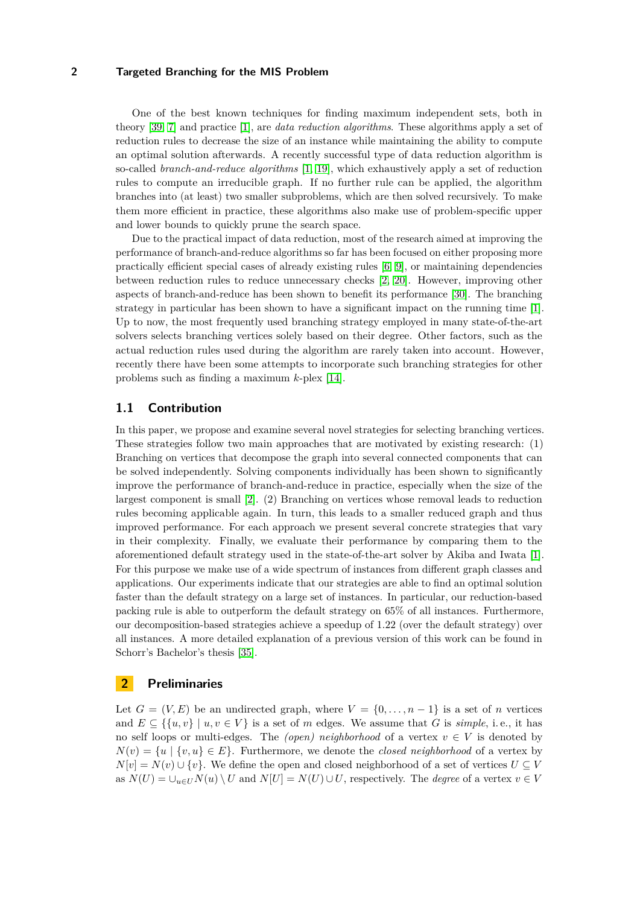One of the best known techniques for finding maximum independent sets, both in theory [39, 7] and practice [1], are *data reduction algorithms*. These algorithms apply a set of reduction rules to decrease the size of an instance while maintaining the ability to compute an optimal solution afterwards. A recently successful type of data reduction algorithm is so-called *branch-and-reduce algorithms* [1, 19], which exhaustively apply a set of reduction rules to compute an irreducible graph. If no further rule can be applied, the algorithm branches into (at least) two smaller subproblems, which are then solved recursively. To make them more efficient in practice, these algorithms also make use of problem-specific upper and lower bounds to quickly prune the search space.

Due to the practical impact of data reduction, most of the research aimed at improving the performance of branch-and-reduce algorithms so far has been focused on either proposing more practically efficient special cases of already existing rules [6, 9], or maintaining dependencies between reduction rules to reduce unnecessary checks [2, 20]. However, improving other aspects of branch-and-reduce has been shown to benefit its performance [30]. The branching strategy in particular has been shown to have a significant impact on the running time [1]. Up to now, the most frequently used branching strategy employed in many state-of-the-art solvers selects branching vertices solely based on their degree. Other factors, such as the actual reduction rules used during the algorithm are rarely taken into account. However, recently there have been some attempts to incorporate such branching strategies for other problems such as finding a maximum $k$-plex [14].

## 1.1 Contribution

In this paper, we propose and examine several novel strategies for selecting branching vertices. These strategies follow two main approaches that are motivated by existing research: (1) Branching on vertices that decompose the graph into several connected components that can be solved independently. Solving components individually has been shown to significantly improve the performance of branch-and-reduce in practice, especially when the size of the largest component is small [2]. (2) Branching on vertices whose removal leads to reduction rules becoming applicable again. In turn, this leads to a smaller reduced graph and thus improved performance. For each approach we present several concrete strategies that vary in their complexity. Finally, we evaluate their performance by comparing them to the aforementioned default strategy used in the state-of-the-art solver by Akiba and Iwata [1]. For this purpose we make use of a wide spectrum of instances from different graph classes and applications. Our experiments indicate that our strategies are able to find an optimal solution faster than the default strategy on a large set of instances. In particular, our reduction-based packing rule is able to outperform the default strategy on 65% of all instances. Furthermore, our decomposition-based strategies achieve a speedup of 1.22 (over the default strategy) over all instances. A more detailed explanation of a previous version of this work can be found in Schorr's Bachelor's thesis [35].

# 2 Preliminaries

Let $G = (V, E)$ be an undirected graph, where $V = \{0, \ldots, n-1\}$ is a set of $n$ vertices and $E \subseteq \{\{u, v\} \mid u, v \in V\}$ is a set of $m$ edges. We assume that $G$ is *simple*, i. e., it has no self loops or multi-edges. The *(open) neighborhood* of a vertex $v \in V$ is denoted by $N(v) = \{u \mid \{v, u\} \in E\}$. Furthermore, we denote the *closed neighborhood* of a vertex by $N[v] = N(v) \cup \{v\}$. We define the open and closed neighborhood of a set of vertices $U \subseteq V$ as $N(U) = \cup_{u \in U} N(u) \setminus U$ and $N[U] = N(U) \cup U$, respectively. The *degree* of a vertex $v \in V$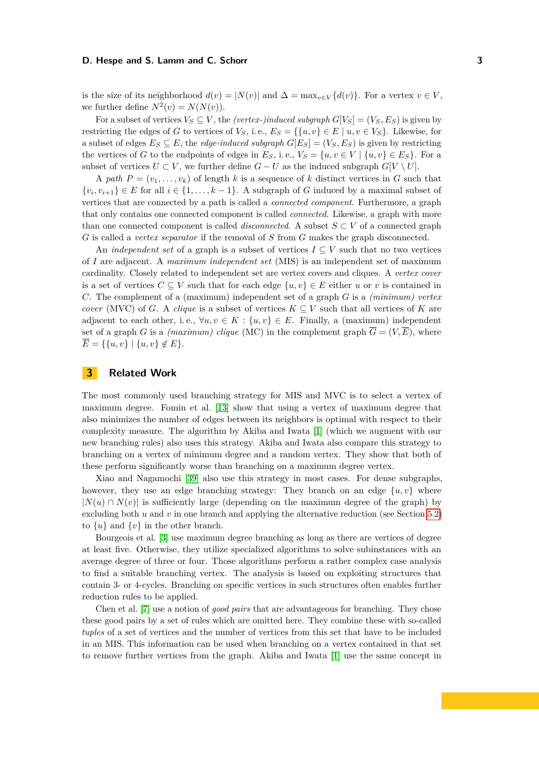is the size of its neighborhood $d(v) = |N(v)|$ and $\Delta = \max_{v \in V}\{d(v)\}$. For a vertex $v \in V$, we further define $N^2(v) = N(N(v))$.

For a subset of vertices $V_S \subseteq V$, the *(vertex-)induced subgraph* $G[V_S] = (V_S, E_S)$ is given by restricting the edges of $G$ to vertices of $V_S$, i. e., $E_S = \{\{u, v\} \in E \mid u, v \in V_S\}$. Likewise, for a subset of edges $E_S \subseteq E$, the *edge-induced subgraph* $G[E_S] = (V_S, E_S)$ is given by restricting the vertices of $G$ to the endpoints of edges in $E_S$, i. e., $V_S = \{u, v \in V \mid \{u, v\} \in E_S\}$. For a subset of vertices $U \subset V$, we further define $G - U$ as the induced subgraph $G[V \setminus U]$.

A *path* $P = (v_1, \ldots, v_k)$ of length $k$ is a sequence of $k$ distinct vertices in $G$ such that $\{v_i, v_{i+1}\} \in E$ for all $i \in \{1, \ldots, k-1\}$. A subgraph of $G$ induced by a maximal subset of vertices that are connected by a path is called a *connected component*. Furthermore, a graph that only contains one connected component is called *connected*. Likewise, a graph with more than one connected component is called *disconnected*. A subset $S \subset V$ of a connected graph $G$ is called a *vertex separator* if the removal of $S$ from $G$ makes the graph disconnected.

An *independent set* of a graph is a subset of vertices $I \subseteq V$ such that no two vertices of $I$ are adjacent. A *maximum independent set* (MIS) is an independent set of maximum cardinality. Closely related to independent set are vertex covers and cliques. A *vertex cover* is a set of vertices $C \subseteq V$ such that for each edge $\{u, v\} \in E$ either $u$ or $v$ is contained in $C$. The complement of a (maximum) independent set of a graph $G$ is a *(minimum) vertex cover* (MVC) of $G$. A *clique* is a subset of vertices $K \subseteq V$ such that all vertices of $K$ are adjacent to each other, i. e., $\forall u, v \in K : \{u, v\} \in E$. Finally, a (maximum) independent set of a graph $G$ is a *(maximum) clique* (MC) in the complement graph $\overline{G} = (V, \overline{E})$, where $\overline{E} = \{\{u, v\} \mid \{u, v\} \notin E\}$.

## 3 Related Work

The most commonly used branching strategy for MIS and MVC is to select a vertex of maximum degree. Fomin et al. [13] show that using a vertex of maximum degree that also minimizes the number of edges between its neighbors is optimal with respect to their complexity measure. The algorithm by Akiba and Iwata [1] (which we augment with our new branching rules) also uses this strategy. Akiba and Iwata also compare this strategy to branching on a vertex of minimum degree and a random vertex. They show that both of these perform significantly worse than branching on a maximum degree vertex.

Xiao and Nagamochi [39] also use this strategy in most cases. For dense subgraphs, however, they use an edge branching strategy: They branch on an edge $\{u, v\}$ where $|N(u) \cap N(v)|$ is sufficiently large (depending on the maximum degree of the graph) by excluding both $u$ and $v$ in one branch and applying the alternative reduction (see Section 5.2) to $\{u\}$ and $\{v\}$ in the other branch.

Bourgeois et al. [3] use maximum degree branching as long as there are vertices of degree at least five. Otherwise, they utilize specialized algorithms to solve subinstances with an average degree of three or four. Those algorithms perform a rather complex case analysis to find a suitable branching vertex. The analysis is based on exploiting structures that contain 3- or 4-cycles. Branching on specific vertices in such structures often enables further reduction rules to be applied.

Chen et al. [7] use a notion of *good pairs* that are advantageous for branching. They chose these good pairs by a set of rules which are omitted here. They combine these with so-called *tuples* of a set of vertices and the number of vertices from this set that have to be included in an MIS. This information can be used when branching on a vertex contained in that set to remove further vertices from the graph. Akiba and Iwata [1] use the same concept in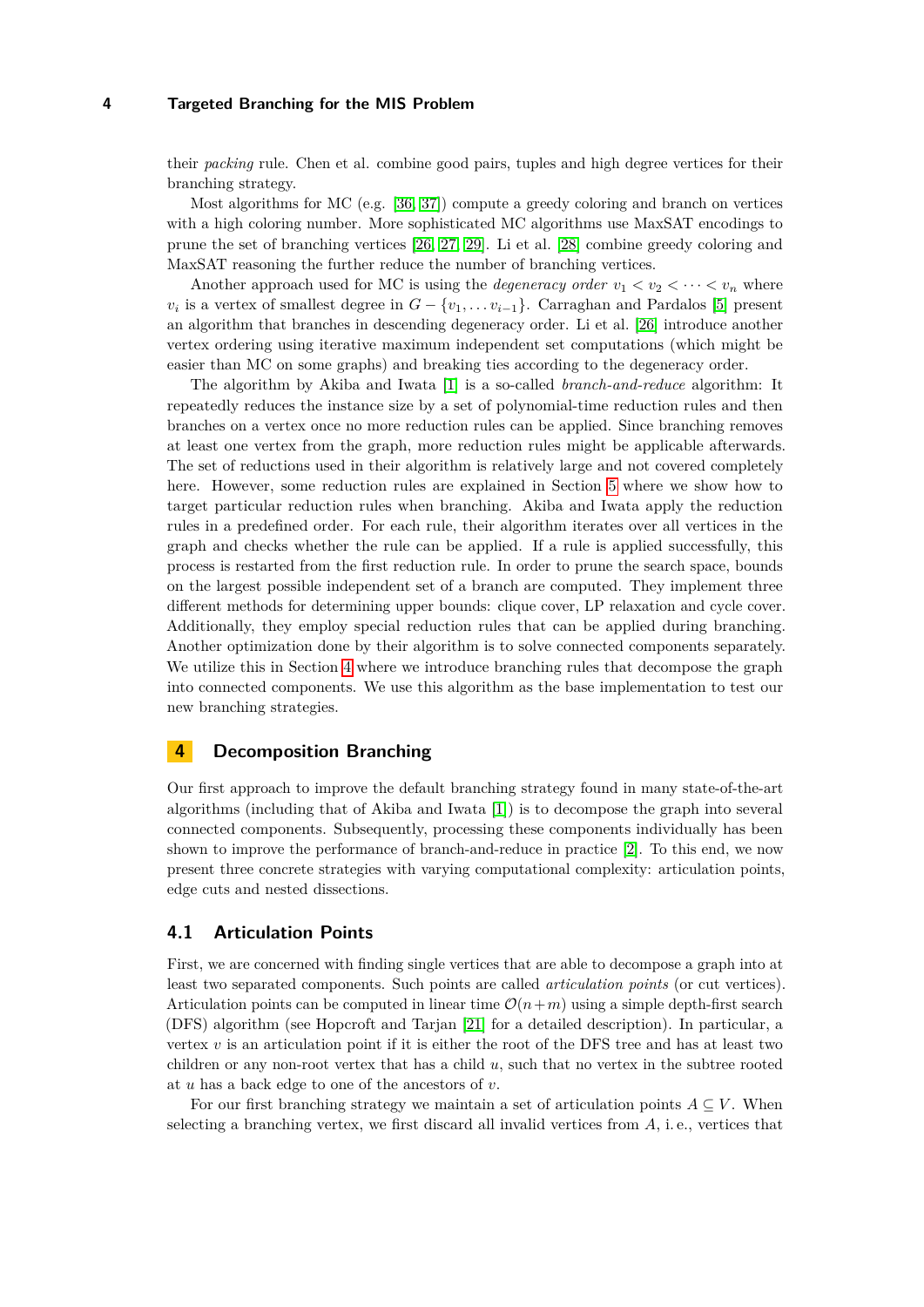their *packing* rule. Chen et al. combine good pairs, tuples and high degree vertices for their branching strategy.

Most algorithms for MC (e.g. [36, 37]) compute a greedy coloring and branch on vertices with a high coloring number. More sophisticated MC algorithms use MaxSAT encodings to prune the set of branching vertices [26, 27, 29]. Li et al. [28] combine greedy coloring and MaxSAT reasoning the further reduce the number of branching vertices.

Another approach used for MC is using the *degeneracy order* $v_1 < v_2 < \cdots < v_n$ where $v_i$ is a vertex of smallest degree in $G - \{v_1, \ldots v_{i-1}\}$. Carraghan and Pardalos [5] present an algorithm that branches in descending degeneracy order. Li et al. [26] introduce another vertex ordering using iterative maximum independent set computations (which might be easier than MC on some graphs) and breaking ties according to the degeneracy order.

The algorithm by Akiba and Iwata [1] is a so-called *branch-and-reduce* algorithm: It repeatedly reduces the instance size by a set of polynomial-time reduction rules and then branches on a vertex once no more reduction rules can be applied. Since branching removes at least one vertex from the graph, more reduction rules might be applicable afterwards. The set of reductions used in their algorithm is relatively large and not covered completely here. However, some reduction rules are explained in Section 5 where we show how to target particular reduction rules when branching. Akiba and Iwata apply the reduction rules in a predefined order. For each rule, their algorithm iterates over all vertices in the graph and checks whether the rule can be applied. If a rule is applied successfully, this process is restarted from the first reduction rule. In order to prune the search space, bounds on the largest possible independent set of a branch are computed. They implement three different methods for determining upper bounds: clique cover, LP relaxation and cycle cover. Additionally, they employ special reduction rules that can be applied during branching. Another optimization done by their algorithm is to solve connected components separately. We utilize this in Section 4 where we introduce branching rules that decompose the graph into connected components. We use this algorithm as the base implementation to test our new branching strategies.

## 4 Decomposition Branching

Our first approach to improve the default branching strategy found in many state-of-the-art algorithms (including that of Akiba and Iwata [1]) is to decompose the graph into several connected components. Subsequently, processing these components individually has been shown to improve the performance of branch-and-reduce in practice [2]. To this end, we now present three concrete strategies with varying computational complexity: articulation points, edge cuts and nested dissections.

### 4.1 Articulation Points

First, we are concerned with finding single vertices that are able to decompose a graph into at least two separated components. Such points are called *articulation points* (or cut vertices). Articulation points can be computed in linear time $\mathcal{O}(n+m)$ using a simple depth-first search (DFS) algorithm (see Hopcroft and Tarjan [21] for a detailed description). In particular, a vertex $v$ is an articulation point if it is either the root of the DFS tree and has at least two children or any non-root vertex that has a child $u$, such that no vertex in the subtree rooted at $u$ has a back edge to one of the ancestors of $v$.

For our first branching strategy we maintain a set of articulation points $A \subseteq V$. When selecting a branching vertex, we first discard all invalid vertices from $A$, i. e., vertices that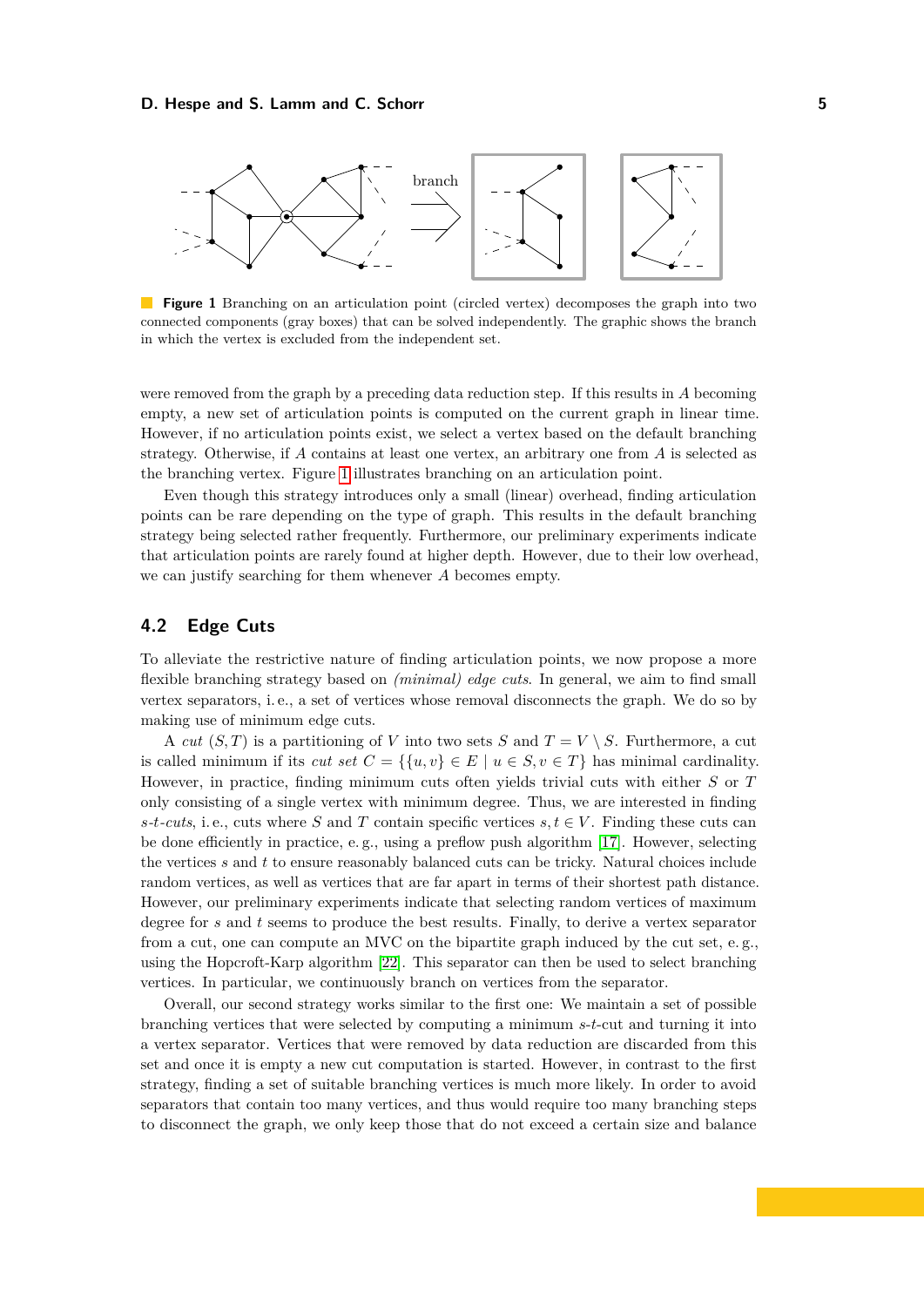**Figure 1** Branching on an articulation point (circled vertex) decomposes the graph into two connected components (gray boxes) that can be solved independently. The graphic shows the branch in which the vertex is excluded from the independent set.

were removed from the graph by a preceding data reduction step. If this results in $A$ becoming empty, a new set of articulation points is computed on the current graph in linear time. However, if no articulation points exist, we select a vertex based on the default branching strategy. Otherwise, if $A$ contains at least one vertex, an arbitrary one from $A$ is selected as the branching vertex. Figure 1 illustrates branching on an articulation point.

Even though this strategy introduces only a small (linear) overhead, finding articulation points can be rare depending on the type of graph. This results in the default branching strategy being selected rather frequently. Furthermore, our preliminary experiments indicate that articulation points are rarely found at higher depth. However, due to their low overhead, we can justify searching for them whenever $A$ becomes empty.

## 4.2 Edge Cuts

To alleviate the restrictive nature of finding articulation points, we now propose a more flexible branching strategy based on *(minimal) edge cuts*. In general, we aim to find small vertex separators, i. e., a set of vertices whose removal disconnects the graph. We do so by making use of minimum edge cuts.

A *cut* $(S, T)$ is a partitioning of $V$ into two sets $S$ and $T = V \setminus S$. Furthermore, a cut is called minimum if its *cut set* $C = \{\{u, v\} \in E \mid u \in S, v \in T\}$ has minimal cardinality. However, in practice, finding minimum cuts often yields trivial cuts with either $S$ or $T$ only consisting of a single vertex with minimum degree. Thus, we are interested in finding *s-t-cuts*, i. e., cuts where $S$ and $T$ contain specific vertices $s, t \in V$. Finding these cuts can be done efficiently in practice, e. g., using a preflow push algorithm [17]. However, selecting the vertices $s$ and $t$ to ensure reasonably balanced cuts can be tricky. Natural choices include random vertices, as well as vertices that are far apart in terms of their shortest path distance. However, our preliminary experiments indicate that selecting random vertices of maximum degree for $s$ and $t$ seems to produce the best results. Finally, to derive a vertex separator from a cut, one can compute an MVC on the bipartite graph induced by the cut set, e. g., using the Hopcroft-Karp algorithm [22]. This separator can then be used to select branching vertices. In particular, we continuously branch on vertices from the separator.

Overall, our second strategy works similar to the first one: We maintain a set of possible branching vertices that were selected by computing a minimum $s$-$t$-cut and turning it into a vertex separator. Vertices that were removed by data reduction are discarded from this set and once it is empty a new cut computation is started. However, in contrast to the first strategy, finding a set of suitable branching vertices is much more likely. In order to avoid separators that contain too many vertices, and thus would require too many branching steps to disconnect the graph, we only keep those that do not exceed a certain size and balance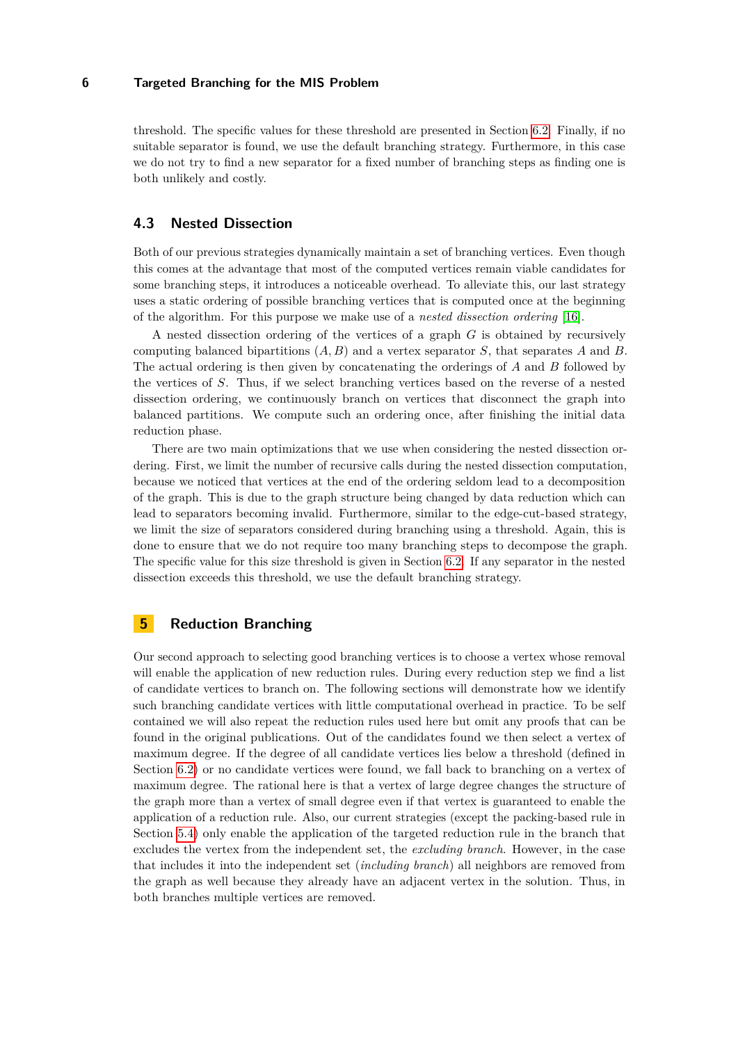threshold. The specific values for these threshold are presented in Section 6.2. Finally, if no suitable separator is found, we use the default branching strategy. Furthermore, in this case we do not try to find a new separator for a fixed number of branching steps as finding one is both unlikely and costly.

### 4.3 Nested Dissection

Both of our previous strategies dynamically maintain a set of branching vertices. Even though this comes at the advantage that most of the computed vertices remain viable candidates for some branching steps, it introduces a noticeable overhead. To alleviate this, our last strategy uses a static ordering of possible branching vertices that is computed once at the beginning of the algorithm. For this purpose we make use of a *nested dissection ordering* [16].

A nested dissection ordering of the vertices of a graph $G$ is obtained by recursively computing balanced bipartitions $(A, B)$ and a vertex separator $S$, that separates $A$ and $B$. The actual ordering is then given by concatenating the orderings of $A$ and $B$ followed by the vertices of $S$. Thus, if we select branching vertices based on the reverse of a nested dissection ordering, we continuously branch on vertices that disconnect the graph into balanced partitions. We compute such an ordering once, after finishing the initial data reduction phase.

There are two main optimizations that we use when considering the nested dissection ordering. First, we limit the number of recursive calls during the nested dissection computation, because we noticed that vertices at the end of the ordering seldom lead to a decomposition of the graph. This is due to the graph structure being changed by data reduction which can lead to separators becoming invalid. Furthermore, similar to the edge-cut-based strategy, we limit the size of separators considered during branching using a threshold. Again, this is done to ensure that we do not require too many branching steps to decompose the graph. The specific value for this size threshold is given in Section 6.2. If any separator in the nested dissection exceeds this threshold, we use the default branching strategy.

## 5 Reduction Branching

Our second approach to selecting good branching vertices is to choose a vertex whose removal will enable the application of new reduction rules. During every reduction step we find a list of candidate vertices to branch on. The following sections will demonstrate how we identify such branching candidate vertices with little computational overhead in practice. To be self contained we will also repeat the reduction rules used here but omit any proofs that can be found in the original publications. Out of the candidates found we then select a vertex of maximum degree. If the degree of all candidate vertices lies below a threshold (defined in Section 6.2) or no candidate vertices were found, we fall back to branching on a vertex of maximum degree. The rational here is that a vertex of large degree changes the structure of the graph more than a vertex of small degree even if that vertex is guaranteed to enable the application of a reduction rule. Also, our current strategies (except the packing-based rule in Section 5.4) only enable the application of the targeted reduction rule in the branch that excludes the vertex from the independent set, the *excluding branch*. However, in the case that includes it into the independent set (*including branch*) all neighbors are removed from the graph as well because they already have an adjacent vertex in the solution. Thus, in both branches multiple vertices are removed.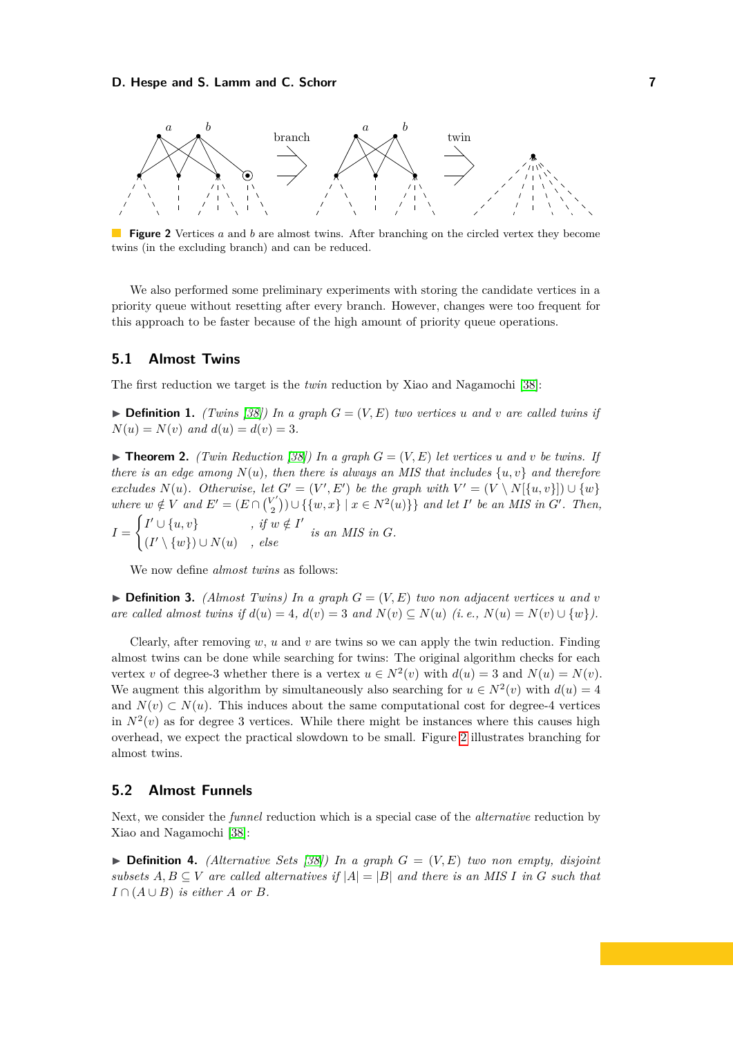**Figure 2** Vertices $a$ and $b$ are almost twins. After branching on the circled vertex they become twins (in the excluding branch) and can be reduced.

We also performed some preliminary experiments with storing the candidate vertices in a priority queue without resetting after every branch. However, changes were too frequent for this approach to be faster because of the high amount of priority queue operations.

## 5.1 Almost Twins

The first reduction we target is the *twin* reduction by Xiao and Nagamochi [38]:

▶ **Definition 1.** *(Twins [38]) In a graph $G = (V, E)$ two vertices $u$ and $v$ are called twins if $N(u) = N(v)$ and $d(u) = d(v) = 3$.*

▶ **Theorem 2.** *(Twin Reduction [38]) In a graph $G = (V, E)$ let vertices $u$ and $v$ be twins. If there is an edge among $N(u)$, then there is always an MIS that includes $\{u, v\}$ and therefore excludes $N(u)$. Otherwise, let $G' = (V', E')$ be the graph with $V' = (V \setminus N[\{u, v\}]) \cup \{w\}$ where $w \notin V$ and $E' = (E \cap \binom{V'}{2}) \cup \{\{w, x\} \mid x \in N^2(u)\}$ and let $I'$ be an MIS in $G'$. Then,*

$$I = \begin{cases} I' \cup \{u, v\} & , \text{ if } w \notin I' \\ (I' \setminus \{w\}) \cup N(u) & , \text{ else} \end{cases} \quad \text{is an MIS in } G.$$

We now define *almost twins* as follows:

▶ **Definition 3.** *(Almost Twins) In a graph $G = (V, E)$ two non adjacent vertices $u$ and $v$ are called almost twins if $d(u) = 4$, $d(v) = 3$ and $N(v) \subseteq N(u)$ (i. e., $N(u) = N(v) \cup \{w\}$).*

Clearly, after removing $w$, $u$ and $v$ are twins so we can apply the twin reduction. Finding almost twins can be done while searching for twins: The original algorithm checks for each vertex $v$ of degree-3 whether there is a vertex $u \in N^2(v)$ with $d(u) = 3$ and $N(u) = N(v)$. We augment this algorithm by simultaneously also searching for $u \in N^2(v)$ with $d(u) = 4$ and $N(v) \subset N(u)$. This induces about the same computational cost for degree-4 vertices in $N^2(v)$ as for degree 3 vertices. While there might be instances where this causes high overhead, we expect the practical slowdown to be small. Figure 2 illustrates branching for almost twins.

## 5.2 Almost Funnels

Next, we consider the *funnel* reduction which is a special case of the *alternative* reduction by Xiao and Nagamochi [38]:

▶ **Definition 4.** *(Alternative Sets [38]) In a graph $G = (V, E)$ two non empty, disjoint subsets $A, B \subseteq V$ are called alternatives if $|A| = |B|$ and there is an MIS $I$ in $G$ such that $I \cap (A \cup B)$ is either $A$ or $B$.*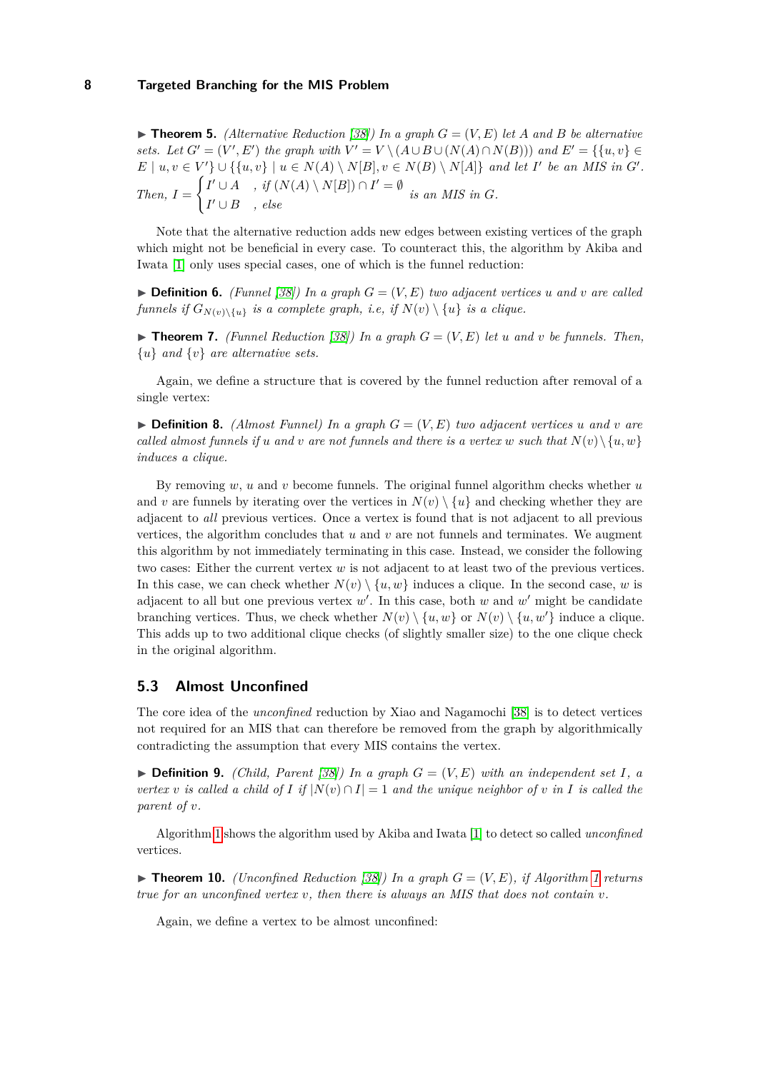▶ **Theorem 5.** *(Alternative Reduction [38]) In a graph $G = (V, E)$ let $A$ and $B$ be alternative sets. Let $G' = (V', E')$ the graph with $V' = V \setminus (A \cup B \cup (N(A) \cap N(B)))$ and $E' = \{\{u, v\} \in E \mid u, v \in V'\} \cup \{\{u, v\} \mid u \in N(A) \setminus N[B], v \in N(B) \setminus N[A]\}$ and let $I'$ be an MIS in $G'$. Then, $I = \begin{cases} I' \cup A & , \text{if } (N(A) \setminus N[B]) \cap I' = \emptyset \\ I' \cup B & , \text{else} \end{cases}$ is an MIS in $G$.*

Note that the alternative reduction adds new edges between existing vertices of the graph which might not be beneficial in every case. To counteract this, the algorithm by Akiba and Iwata [1] only uses special cases, one of which is the funnel reduction:

▶ **Definition 6.** *(Funnel [38]) In a graph $G = (V, E)$ two adjacent vertices $u$ and $v$ are called funnels if $G_{N(v)\setminus\{u\}}$ is a complete graph, i.e, if $N(v) \setminus \{u\}$ is a clique.*

▶ **Theorem 7.** *(Funnel Reduction [38]) In a graph $G = (V, E)$ let $u$ and $v$ be funnels. Then, $\{u\}$ and $\{v\}$ are alternative sets.*

Again, we define a structure that is covered by the funnel reduction after removal of a single vertex:

▶ **Definition 8.** *(Almost Funnel) In a graph $G = (V, E)$ two adjacent vertices $u$ and $v$ are called almost funnels if $u$ and $v$ are not funnels and there is a vertex $w$ such that $N(v) \setminus \{u, w\}$ induces a clique.*

By removing $w$, $u$ and $v$ become funnels. The original funnel algorithm checks whether $u$ and $v$ are funnels by iterating over the vertices in $N(v) \setminus \{u\}$ and checking whether they are adjacent to *all* previous vertices. Once a vertex is found that is not adjacent to all previous vertices, the algorithm concludes that $u$ and $v$ are not funnels and terminates. We augment this algorithm by not immediately terminating in this case. Instead, we consider the following two cases: Either the current vertex $w$ is not adjacent to at least two of the previous vertices. In this case, we can check whether $N(v) \setminus \{u, w\}$ induces a clique. In the second case, $w$ is adjacent to all but one previous vertex $w'$. In this case, both $w$ and $w'$ might be candidate branching vertices. Thus, we check whether $N(v) \setminus \{u, w\}$ or $N(v) \setminus \{u, w'\}$ induce a clique. This adds up to two additional clique checks (of slightly smaller size) to the one clique check in the original algorithm.

## 5.3 Almost Unconfined

The core idea of the *unconfined* reduction by Xiao and Nagamochi [38] is to detect vertices not required for an MIS that can therefore be removed from the graph by algorithmically contradicting the assumption that every MIS contains the vertex.

▶ **Definition 9.** *(Child, Parent [38]) In a graph $G = (V, E)$ with an independent set $I$, a vertex $v$ is called a child of $I$ if $|N(v) \cap I| = 1$ and the unique neighbor of $v$ in $I$ is called the parent of $v$.*

Algorithm 1 shows the algorithm used by Akiba and Iwata [1] to detect so called *unconfined* vertices.

▶ **Theorem 10.** *(Unconfined Reduction [38]) In a graph $G = (V, E)$, if Algorithm 1 returns true for an unconfined vertex $v$, then there is always an MIS that does not contain $v$.*

Again, we define a vertex to be almost unconfined: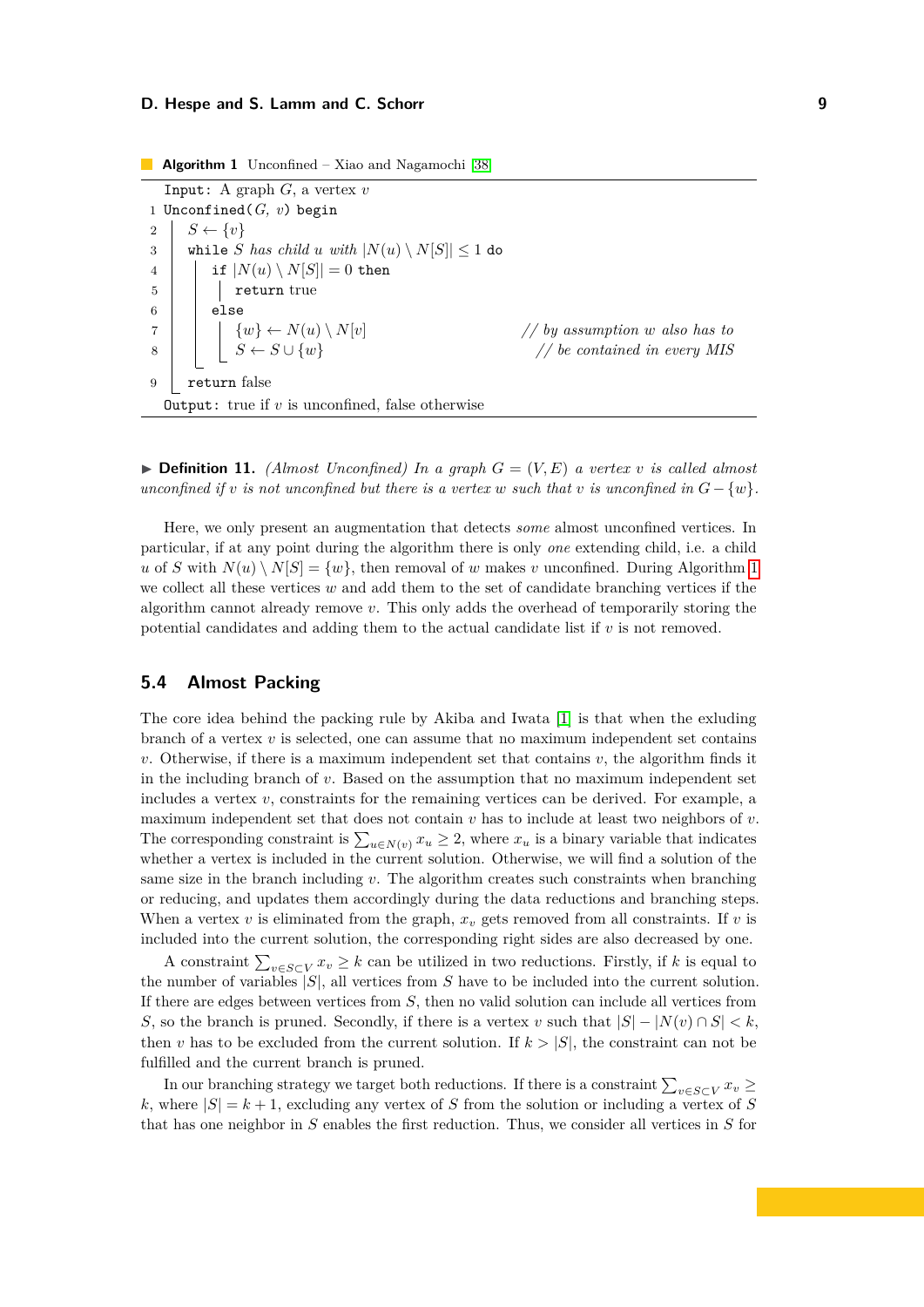**Algorithm 1** Unconfined – Xiao and Nagamochi [38]

```
  Input: A graph G, a vertex v
1 Unconfined(G, v) begin
2   S ← {v}
3   while S has child u with |N(u) \ N[S]| ≤ 1 do
4     if |N(u) \ N[S]| = 0 then
5       return true
6     else
7       {w} ← N(u) \ N[v]          // by assumption w also has to
8       S ← S ∪ {w}                 // be contained in every MIS
9   return false
  Output: true if v is unconfined, false otherwise
```

▶ **Definition 11.** *(Almost Unconfined) In a graph $G = (V, E)$ a vertex $v$ is called almost unconfined if $v$ is not unconfined but there is a vertex $w$ such that $v$ is unconfined in $G - \{w\}$.*

Here, we only present an augmentation that detects *some* almost unconfined vertices. In particular, if at any point during the algorithm there is only *one* extending child, i.e. a child $u$ of $S$ with $N(u) \setminus N[S] = \{w\}$, then removal of $w$ makes $v$ unconfined. During Algorithm 1 we collect all these vertices $w$ and add them to the set of candidate branching vertices if the algorithm cannot already remove $v$. This only adds the overhead of temporarily storing the potential candidates and adding them to the actual candidate list if $v$ is not removed.

## 5.4 Almost Packing

The core idea behind the packing rule by Akiba and Iwata [1] is that when the exluding branch of a vertex $v$ is selected, one can assume that no maximum independent set contains $v$. Otherwise, if there is a maximum independent set that contains $v$, the algorithm finds it in the including branch of $v$. Based on the assumption that no maximum independent set includes a vertex $v$, constraints for the remaining vertices can be derived. For example, a maximum independent set that does not contain $v$ has to include at least two neighbors of $v$. The corresponding constraint is $\sum_{u \in N(v)} x_u \geq 2$, where $x_u$ is a binary variable that indicates whether a vertex is included in the current solution. Otherwise, we will find a solution of the same size in the branch including $v$. The algorithm creates such constraints when branching or reducing, and updates them accordingly during the data reductions and branching steps. When a vertex $v$ is eliminated from the graph, $x_v$ gets removed from all constraints. If $v$ is included into the current solution, the corresponding right sides are also decreased by one.

A constraint $\sum_{v \in S \subset V} x_v \geq k$ can be utilized in two reductions. Firstly, if $k$ is equal to the number of variables $|S|$, all vertices from $S$ have to be included into the current solution. If there are edges between vertices from $S$, then no valid solution can include all vertices from $S$, so the branch is pruned. Secondly, if there is a vertex $v$ such that $|S| - |N(v) \cap S| < k$, then $v$ has to be excluded from the current solution. If $k > |S|$, the constraint can not be fulfilled and the current branch is pruned.

In our branching strategy we target both reductions. If there is a constraint $\sum_{v \in S \subset V} x_v \geq k$, where $|S| = k + 1$, excluding any vertex of $S$ from the solution or including a vertex of $S$ that has one neighbor in $S$ enables the first reduction. Thus, we consider all vertices in $S$ for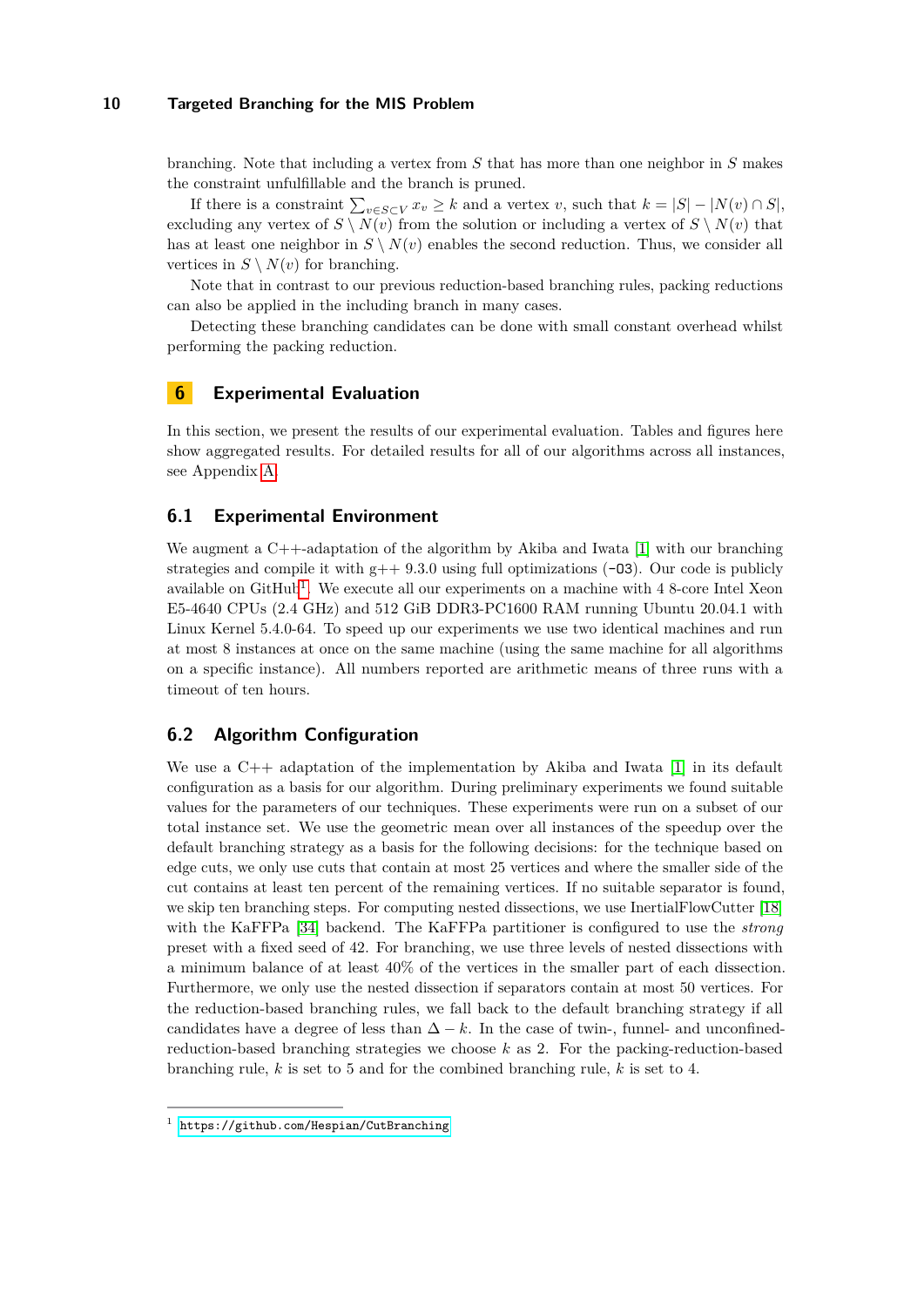branching. Note that including a vertex from $S$ that has more than one neighbor in $S$ makes the constraint unfulfillable and the branch is pruned.

If there is a constraint $\sum_{v \in S \subset V} x_v \geq k$ and a vertex $v$, such that $k = |S| - |N(v) \cap S|$, excluding any vertex of $S \setminus N(v)$ from the solution or including a vertex of $S \setminus N(v)$ that has at least one neighbor in $S \setminus N(v)$ enables the second reduction. Thus, we consider all vertices in $S \setminus N(v)$ for branching.

Note that in contrast to our previous reduction-based branching rules, packing reductions can also be applied in the including branch in many cases.

Detecting these branching candidates can be done with small constant overhead whilst performing the packing reduction.

# 6 Experimental Evaluation

In this section, we present the results of our experimental evaluation. Tables and figures here show aggregated results. For detailed results for all of our algorithms across all instances, see Appendix A.

## 6.1 Experimental Environment

We augment a C++-adaptation of the algorithm by Akiba and Iwata [1] with our branching strategies and compile it with g++ 9.3.0 using full optimizations (-O3). Our code is publicly available on GitHub[1]. We execute all our experiments on a machine with 4 8-core Intel Xeon E5-4640 CPUs (2.4 GHz) and 512 GiB DDR3-PC1600 RAM running Ubuntu 20.04.1 with Linux Kernel 5.4.0-64. To speed up our experiments we use two identical machines and run at most 8 instances at once on the same machine (using the same machine for all algorithms on a specific instance). All numbers reported are arithmetic means of three runs with a timeout of ten hours.

## 6.2 Algorithm Configuration

We use a C++ adaptation of the implementation by Akiba and Iwata [1] in its default configuration as a basis for our algorithm. During preliminary experiments we found suitable values for the parameters of our techniques. These experiments were run on a subset of our total instance set. We use the geometric mean over all instances of the speedup over the default branching strategy as a basis for the following decisions: for the technique based on edge cuts, we only use cuts that contain at most 25 vertices and where the smaller side of the cut contains at least ten percent of the remaining vertices. If no suitable separator is found, we skip ten branching steps. For computing nested dissections, we use InertialFlowCutter [18] with the KaFFPa [34] backend. The KaFFPa partitioner is configured to use the *strong* preset with a fixed seed of 42. For branching, we use three levels of nested dissections with a minimum balance of at least 40% of the vertices in the smaller part of each dissection. Furthermore, we only use the nested dissection if separators contain at most 50 vertices. For the reduction-based branching rules, we fall back to the default branching strategy if all candidates have a degree of less than $\Delta - k$. In the case of twin-, funnel- and unconfined-reduction-based branching strategies we choose $k$ as 2. For the packing-reduction-based branching rule, $k$ is set to 5 and for the combined branching rule, $k$ is set to 4.

[1] https://github.com/Hespian/CutBranching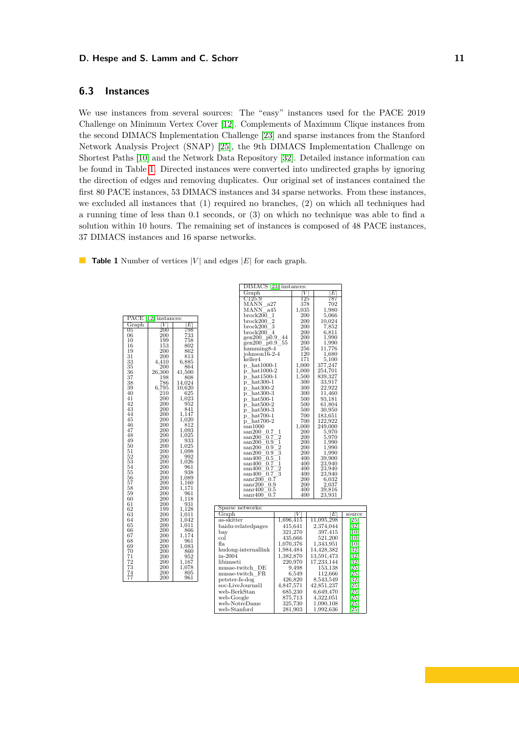## 6.3 Instances

We use instances from several sources: The "easy" instances used for the PACE 2019 Challenge on Minimum Vertex Cover [12]. Complements of Maximum Clique instances from the second DIMACS Implementation Challenge [23] and sparse instances from the Stanford Network Analysis Project (SNAP) [25], the 9th DIMACS Implementation Challenge on Shortest Paths [10] and the Network Data Repository [32]. Detailed instance information can be found in Table 1. Directed instances were converted into undirected graphs by ignoring the direction of edges and removing duplicates. Our original set of instances contained the first 80 PACE instances, 53 DIMACS instances and 34 sparse networks. From these instances, we excluded all instances that (1) required no branches, (2) on which all techniques had a running time of less than 0.1 seconds, or (3) on which no technique was able to find a solution within 10 hours. The remaining set of instances is composed of 48 PACE instances, 37 DIMACS instances and 16 sparse networks.

**Table 1** Number of vertices $|V|$ and edges $|E|$ for each graph.

PACE [12] instances:

| Graph | $\|V\|$ | $\|E\|$ |
|---|---|---|
| 05 | 200 | 798 |
| 06 | 200 | 733 |
| 10 | 199 | 758 |
| 16 | 153 | 802 |
| 19 | 200 | 862 |
| 31 | 200 | 813 |
| 33 | 4,410 | 6,885 |
| 35 | 200 | 864 |
| 36 | 26,300 | 41,500 |
| 37 | 198 | 808 |
| 38 | 786 | 14,024 |
| 39 | 6,795 | 10,620 |
| 40 | 210 | 625 |
| 41 | 200 | 1,023 |
| 42 | 200 | 952 |
| 43 | 200 | 841 |
| 44 | 200 | 1,147 |
| 45 | 200 | 1,020 |
| 46 | 200 | 812 |
| 47 | 200 | 1,093 |
| 48 | 200 | 1,025 |
| 49 | 200 | 933 |
| 50 | 200 | 1,025 |
| 51 | 200 | 1,098 |
| 52 | 200 | 992 |
| 53 | 200 | 1,026 |
| 54 | 200 | 961 |
| 55 | 200 | 938 |
| 56 | 200 | 1,089 |
| 57 | 200 | 1,160 |
| 58 | 200 | 1,171 |
| 59 | 200 | 961 |
| 60 | 200 | 1,118 |
| 61 | 200 | 931 |
| 62 | 199 | 1,128 |
| 63 | 200 | 1,011 |
| 64 | 200 | 1,042 |
| 65 | 200 | 1,011 |
| 66 | 200 | 866 |
| 67 | 200 | 1,174 |
| 68 | 200 | 961 |
| 69 | 200 | 1,083 |
| 70 | 200 | 860 |
| 71 | 200 | 952 |
| 72 | 200 | 1,167 |
| 73 | 200 | 1,078 |
| 74 | 200 | 805 |
| 77 | 200 | 961 |

DIMACS [23] instances:

| Graph | $\|V\|$ | $\|E\|$ |
|---|---|---|
| C125.9 | 125 | 787 |
| MANN_a27 | 378 | 702 |
| MANN_a45 | 1,035 | 1,980 |
| brock200_1 | 200 | 5,066 |
| brock200_2 | 200 | 10,024 |
| brock200_3 | 200 | 7,852 |
| brock200_4 | 200 | 6,811 |
| gen200_p0.9_44 | 200 | 1,990 |
| gen200_p0.9_55 | 200 | 1,990 |
| hamming8-4 | 256 | 11,776 |
| johnson16-2-4 | 120 | 1,680 |
| keller4 | 171 | 5,100 |
| p_hat1000-1 | 1,000 | 377,247 |
| p_hat1000-2 | 1,000 | 254,701 |
| p_hat1500-1 | 1,500 | 839,327 |
| p_hat300-1 | 300 | 33,917 |
| p_hat300-2 | 300 | 22,922 |
| p_hat300-3 | 300 | 11,460 |
| p_hat500-1 | 500 | 93,181 |
| p_hat500-2 | 500 | 61,804 |
| p_hat500-3 | 500 | 30,950 |
| p_hat700-1 | 700 | 183,651 |
| p_hat700-2 | 700 | 122,922 |
| san1000 | 1,000 | 249,000 |
| san200_0.7_1 | 200 | 5,970 |
| san200_0.7_2 | 200 | 5,970 |
| san200_0.9_1 | 200 | 1,990 |
| san200_0.9_2 | 200 | 1,990 |
| san200_0.9_3 | 200 | 1,990 |
| san400_0.5_1 | 400 | 39,900 |
| san400_0.7_1 | 400 | 23,940 |
| san400_0.7_2 | 400 | 23,940 |
| san400_0.7_3 | 400 | 23,940 |
| sanr200_0.7 | 200 | 6,032 |
| sanr200_0.9 | 200 | 2,037 |
| sanr400_0.5 | 400 | 39,816 |
| sanr400_0.7 | 400 | 23,931 |

Sparse networks:

| Graph | $\|V\|$ | $\|E\|$ | source |
|---|---|---|---|
| as-skitter | 1,696,415 | 11,095,298 | [25] |
| baidu-relatedpages | 415,641 | 2,374,044 | [32] |
| bay | 321,270 | 397,415 | [10] |
| col | 435,666 | 521,200 | [10] |
| fla | 1,070,376 | 1,343,951 | [10] |
| hudong-internallink | 1,984,484 | 14,428,382 | [32] |
| in-2004 | 1,382,870 | 13,591,473 | [32] |
| libimseti | 220,970 | 17,233,144 | [32] |
| musae-twitch_DE | 9,498 | 153,138 | [25] |
| musae-twitch_FR | 6,549 | 112,666 | [25] |
| petster-fs-dog | 426,820 | 8,543,549 | [32] |
| soc-LiveJournal1 | 4,847,571 | 42,851,237 | [25] |
| web-BerkStan | 685,230 | 6,649,470 | [25] |
| web-Google | 875,713 | 4,322,051 | [25] |
| web-NotreDame | 325,730 | 1,090,108 | [25] |
| web-Stanford | 281,903 | 1,992,636 | [25] |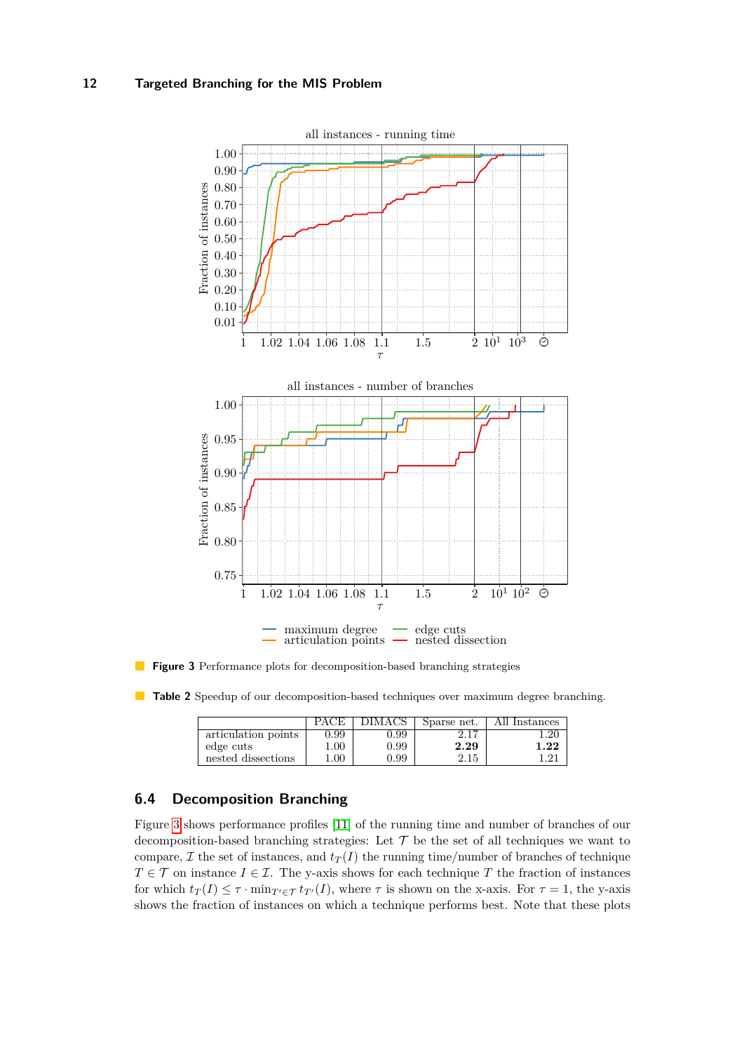**Figure 3** Performance plots for decomposition-based branching strategies

**Table 2** Speedup of our decomposition-based techniques over maximum degree branching.

| | PACE | DIMACS | Sparse net. | All Instances |
|---|---|---|---|---|
| articulation points | 0.99 | 0.99 | 2.17 | 1.20 |
| edge cuts | 1.00 | 0.99 | **2.29** | **1.22** |
| nested dissections | 1.00 | 0.99 | 2.15 | 1.21 |

## 6.4 Decomposition Branching

Figure 3 shows performance profiles [11] of the running time and number of branches of our decomposition-based branching strategies: Let $\mathcal{T}$ be the set of all techniques we want to compare, $\mathcal{I}$ the set of instances, and $t_T(I)$ the running time/number of branches of technique $T \in \mathcal{T}$ on instance $I \in \mathcal{I}$. The y-axis shows for each technique $T$ the fraction of instances for which $t_T(I) \leq \tau \cdot \min_{T' \in \mathcal{T}} t_{T'}(I)$, where $\tau$ is shown on the x-axis. For $\tau = 1$, the y-axis shows the fraction of instances on which a technique performs best. Note that these plots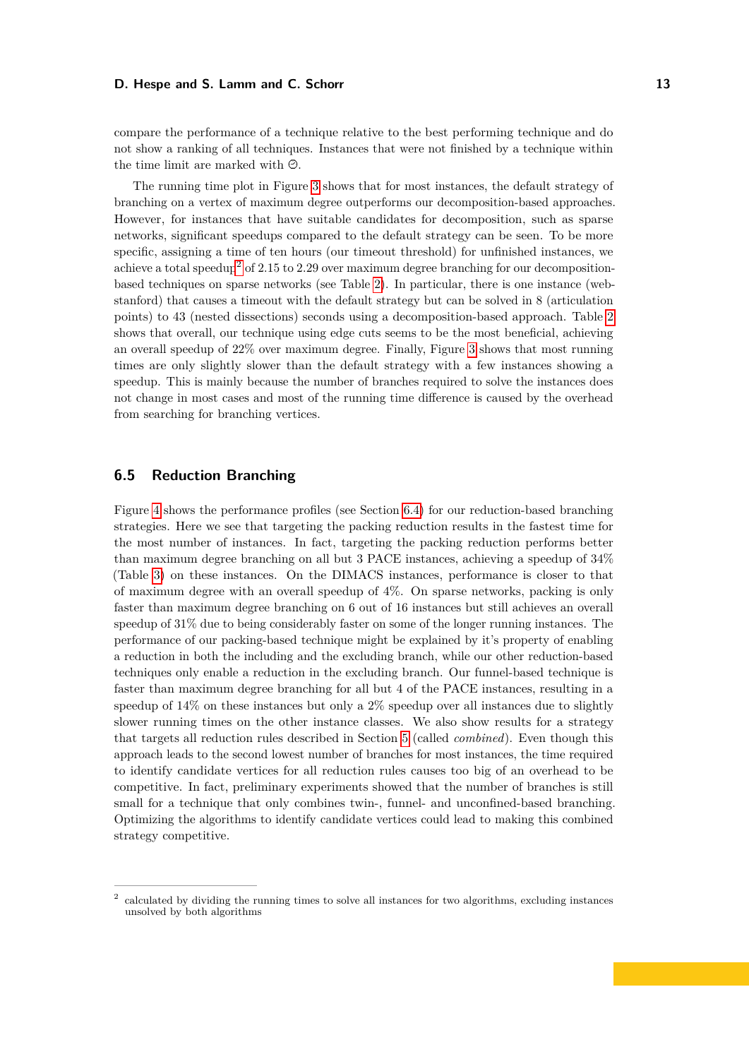compare the performance of a technique relative to the best performing technique and do not show a ranking of all techniques. Instances that were not finished by a technique within the time limit are marked with ⏲.

The running time plot in Figure 3 shows that for most instances, the default strategy of branching on a vertex of maximum degree outperforms our decomposition-based approaches. However, for instances that have suitable candidates for decomposition, such as sparse networks, significant speedups compared to the default strategy can be seen. To be more specific, assigning a time of ten hours (our timeout threshold) for unfinished instances, we achieve a total speedup[2] of 2.15 to 2.29 over maximum degree branching for our decomposition-based techniques on sparse networks (see Table 2). In particular, there is one instance (web-stanford) that causes a timeout with the default strategy but can be solved in 8 (articulation points) to 43 (nested dissections) seconds using a decomposition-based approach. Table 2 shows that overall, our technique using edge cuts seems to be the most beneficial, achieving an overall speedup of 22% over maximum degree. Finally, Figure 3 shows that most running times are only slightly slower than the default strategy with a few instances showing a speedup. This is mainly because the number of branches required to solve the instances does not change in most cases and most of the running time difference is caused by the overhead from searching for branching vertices.

## 6.5 Reduction Branching

Figure 4 shows the performance profiles (see Section 6.4) for our reduction-based branching strategies. Here we see that targeting the packing reduction results in the fastest time for the most number of instances. In fact, targeting the packing reduction performs better than maximum degree branching on all but 3 PACE instances, achieving a speedup of 34% (Table 3) on these instances. On the DIMACS instances, performance is closer to that of maximum degree with an overall speedup of 4%. On sparse networks, packing is only faster than maximum degree branching on 6 out of 16 instances but still achieves an overall speedup of 31% due to being considerably faster on some of the longer running instances. The performance of our packing-based technique might be explained by it's property of enabling a reduction in both the including and the excluding branch, while our other reduction-based techniques only enable a reduction in the excluding branch. Our funnel-based technique is faster than maximum degree branching for all but 4 of the PACE instances, resulting in a speedup of 14% on these instances but only a 2% speedup over all instances due to slightly slower running times on the other instance classes. We also show results for a strategy that targets all reduction rules described in Section 5 (called *combined*). Even though this approach leads to the second lowest number of branches for most instances, the time required to identify candidate vertices for all reduction rules causes too big of an overhead to be competitive. In fact, preliminary experiments showed that the number of branches is still small for a technique that only combines twin-, funnel- and unconfined-based branching. Optimizing the algorithms to identify candidate vertices could lead to making this combined strategy competitive.

---

[2] calculated by dividing the running times to solve all instances for two algorithms, excluding instances unsolved by both algorithms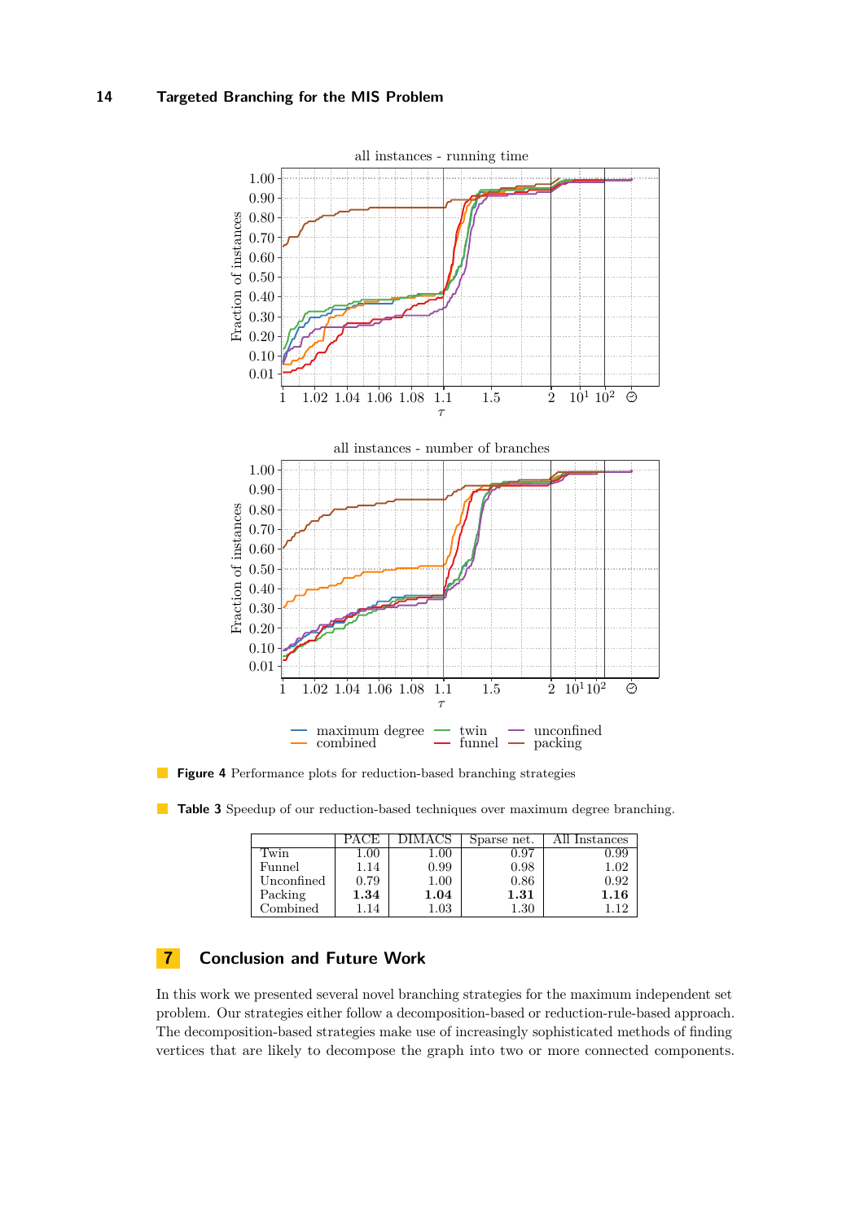**Figure 4** Performance plots for reduction-based branching strategies

**Table 3** Speedup of our reduction-based techniques over maximum degree branching.

| | PACE | DIMACS | Sparse net. | All Instances |
|---|---|---|---|---|
| Twin | 1.00 | 1.00 | 0.97 | 0.99 |
| Funnel | 1.14 | 0.99 | 0.98 | 1.02 |
| Unconfined | 0.79 | 1.00 | 0.86 | 0.92 |
| Packing | **1.34** | **1.04** | **1.31** | **1.16** |
| Combined | 1.14 | 1.03 | 1.30 | 1.12 |

## 7 Conclusion and Future Work

In this work we presented several novel branching strategies for the maximum independent set problem. Our strategies either follow a decomposition-based or reduction-rule-based approach. The decomposition-based strategies make use of increasingly sophisticated methods of finding vertices that are likely to decompose the graph into two or more connected components.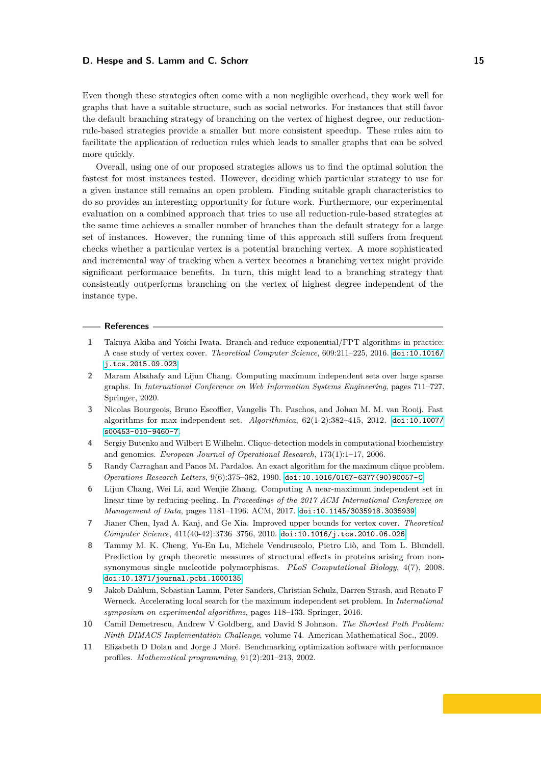Even though these strategies often come with a non negligible overhead, they work well for graphs that have a suitable structure, such as social networks. For instances that still favor the default branching strategy of branching on the vertex of highest degree, our reduction-rule-based strategies provide a smaller but more consistent speedup. These rules aim to facilitate the application of reduction rules which leads to smaller graphs that can be solved more quickly.

Overall, using one of our proposed strategies allows us to find the optimal solution the fastest for most instances tested. However, deciding which particular strategy to use for a given instance still remains an open problem. Finding suitable graph characteristics to do so provides an interesting opportunity for future work. Furthermore, our experimental evaluation on a combined approach that tries to use all reduction-rule-based strategies at the same time achieves a smaller number of branches than the default strategy for a large set of instances. However, the running time of this approach still suffers from frequent checks whether a particular vertex is a potential branching vertex. A more sophisticated and incremental way of tracking when a vertex becomes a branching vertex might provide significant performance benefits. In turn, this might lead to a branching strategy that consistently outperforms branching on the vertex of highest degree independent of the instance type.

## References

1. Takuya Akiba and Yoichi Iwata. Branch-and-reduce exponential/FPT algorithms in practice: A case study of vertex cover. *Theoretical Computer Science*, 609:211–225, 2016. doi:10.1016/j.tcs.2015.09.023.
2. Maram Alsahafy and Lijun Chang. Computing maximum independent sets over large sparse graphs. In *International Conference on Web Information Systems Engineering*, pages 711–727. Springer, 2020.
3. Nicolas Bourgeois, Bruno Escoffier, Vangelis Th. Paschos, and Johan M. M. van Rooij. Fast algorithms for max independent set. *Algorithmica*, 62(1-2):382–415, 2012. doi:10.1007/s00453-010-9460-7.
4. Sergiy Butenko and Wilbert E Wilhelm. Clique-detection models in computational biochemistry and genomics. *European Journal of Operational Research*, 173(1):1–17, 2006.
5. Randy Carraghan and Panos M. Pardalos. An exact algorithm for the maximum clique problem. *Operations Research Letters*, 9(6):375–382, 1990. doi:10.1016/0167-6377(90)90057-C.
6. Lijun Chang, Wei Li, and Wenjie Zhang. Computing A near-maximum independent set in linear time by reducing-peeling. In *Proceedings of the 2017 ACM International Conference on Management of Data*, pages 1181–1196. ACM, 2017. doi:10.1145/3035918.3035939.
7. Jianer Chen, Iyad A. Kanj, and Ge Xia. Improved upper bounds for vertex cover. *Theoretical Computer Science*, 411(40-42):3736–3756, 2010. doi:10.1016/j.tcs.2010.06.026.
8. Tammy M. K. Cheng, Yu-En Lu, Michele Vendruscolo, Pietro Liò, and Tom L. Blundell. Prediction by graph theoretic measures of structural effects in proteins arising from non-synonymous single nucleotide polymorphisms. *PLoS Computational Biology*, 4(7), 2008. doi:10.1371/journal.pcbi.1000135.
9. Jakob Dahlum, Sebastian Lamm, Peter Sanders, Christian Schulz, Darren Strash, and Renato F Werneck. Accelerating local search for the maximum independent set problem. In *International symposium on experimental algorithms*, pages 118–133. Springer, 2016.
10. Camil Demetrescu, Andrew V Goldberg, and David S Johnson. *The Shortest Path Problem: Ninth DIMACS Implementation Challenge*, volume 74. American Mathematical Soc., 2009.
11. Elizabeth D Dolan and Jorge J Moré. Benchmarking optimization software with performance profiles. *Mathematical programming*, 91(2):201–213, 2002.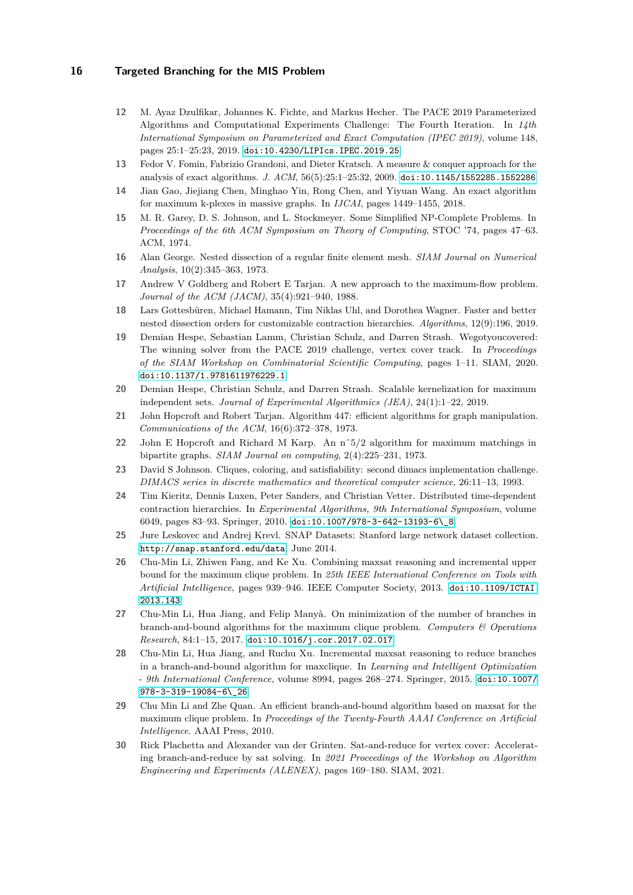12 M. Ayaz Dzulfikar, Johannes K. Fichte, and Markus Hecher. The PACE 2019 Parameterized Algorithms and Computational Experiments Challenge: The Fourth Iteration. In *14th International Symposium on Parameterized and Exact Computation (IPEC 2019)*, volume 148, pages 25:1–25:23, 2019. doi:10.4230/LIPIcs.IPEC.2019.25.

13 Fedor V. Fomin, Fabrizio Grandoni, and Dieter Kratsch. A measure & conquer approach for the analysis of exact algorithms. *J. ACM*, 56(5):25:1–25:32, 2009. doi:10.1145/1552285.1552286.

14 Jian Gao, Jiejiang Chen, Minghao Yin, Rong Chen, and Yiyuan Wang. An exact algorithm for maximum k-plexes in massive graphs. In *IJCAI*, pages 1449–1455, 2018.

15 M. R. Garey, D. S. Johnson, and L. Stockmeyer. Some Simplified NP-Complete Problems. In *Proceedings of the 6th ACM Symposium on Theory of Computing*, STOC '74, pages 47–63. ACM, 1974.

16 Alan George. Nested dissection of a regular finite element mesh. *SIAM Journal on Numerical Analysis*, 10(2):345–363, 1973.

17 Andrew V Goldberg and Robert E Tarjan. A new approach to the maximum-flow problem. *Journal of the ACM (JACM)*, 35(4):921–940, 1988.

18 Lars Gottesbüren, Michael Hamann, Tim Niklas Uhl, and Dorothea Wagner. Faster and better nested dissection orders for customizable contraction hierarchies. *Algorithms*, 12(9):196, 2019.

19 Demian Hespe, Sebastian Lamm, Christian Schulz, and Darren Strash. Wegotyoucovered: The winning solver from the PACE 2019 challenge, vertex cover track. In *Proceedings of the SIAM Workshop on Combinatorial Scientific Computing*, pages 1–11. SIAM, 2020. doi:10.1137/1.9781611976229.1.

20 Demian Hespe, Christian Schulz, and Darren Strash. Scalable kernelization for maximum independent sets. *Journal of Experimental Algorithmics (JEA)*, 24(1):1–22, 2019.

21 John Hopcroft and Robert Tarjan. Algorithm 447: efficient algorithms for graph manipulation. *Communications of the ACM*, 16(6):372–378, 1973.

22 John E Hopcroft and Richard M Karp. An n^5/2 algorithm for maximum matchings in bipartite graphs. *SIAM Journal on computing*, 2(4):225–231, 1973.

23 David S Johnson. Cliques, coloring, and satisfiability: second dimacs implementation challenge. *DIMACS series in discrete mathematics and theoretical computer science*, 26:11–13, 1993.

24 Tim Kieritz, Dennis Luxen, Peter Sanders, and Christian Vetter. Distributed time-dependent contraction hierarchies. In *Experimental Algorithms, 9th International Symposium*, volume 6049, pages 83–93. Springer, 2010. doi:10.1007/978-3-642-13193-6\_8.

25 Jure Leskovec and Andrej Krevl. SNAP Datasets: Stanford large network dataset collection. http://snap.stanford.edu/data, June 2014.

26 Chu-Min Li, Zhiwen Fang, and Ke Xu. Combining maxsat reasoning and incremental upper bound for the maximum clique problem. In *25th IEEE International Conference on Tools with Artificial Intelligence*, pages 939–946. IEEE Computer Society, 2013. doi:10.1109/ICTAI.2013.143.

27 Chu-Min Li, Hua Jiang, and Felip Manyà. On minimization of the number of branches in branch-and-bound algorithms for the maximum clique problem. *Computers & Operations Research*, 84:1–15, 2017. doi:10.1016/j.cor.2017.02.017.

28 Chu-Min Li, Hua Jiang, and Ruchu Xu. Incremental maxsat reasoning to reduce branches in a branch-and-bound algorithm for maxclique. In *Learning and Intelligent Optimization - 9th International Conference*, volume 8994, pages 268–274. Springer, 2015. doi:10.1007/978-3-319-19084-6\_26.

29 Chu Min Li and Zhe Quan. An efficient branch-and-bound algorithm based on maxsat for the maximum clique problem. In *Proceedings of the Twenty-Fourth AAAI Conference on Artificial Intelligence*. AAAI Press, 2010.

30 Rick Plachetta and Alexander van der Grinten. Sat-and-reduce for vertex cover: Accelerating branch-and-reduce by sat solving. In *2021 Proceedings of the Workshop on Algorithm Engineering and Experiments (ALENEX)*, pages 169–180. SIAM, 2021.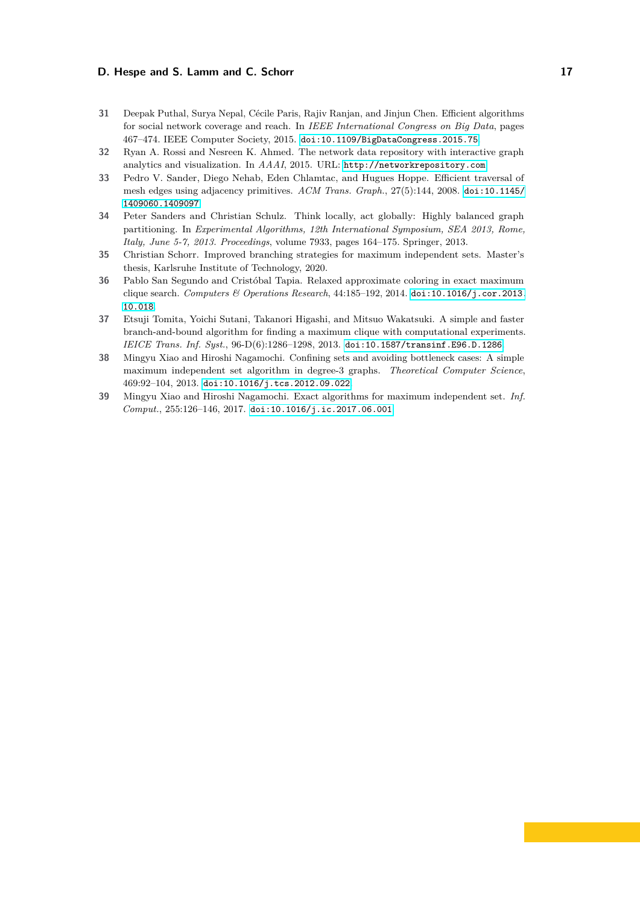31 Deepak Puthal, Surya Nepal, Cécile Paris, Rajiv Ranjan, and Jinjun Chen. Efficient algorithms for social network coverage and reach. In *IEEE International Congress on Big Data*, pages 467–474. IEEE Computer Society, 2015. doi:10.1109/BigDataCongress.2015.75

32 Ryan A. Rossi and Nesreen K. Ahmed. The network data repository with interactive graph analytics and visualization. In *AAAI*, 2015. URL: http://networkrepository.com

33 Pedro V. Sander, Diego Nehab, Eden Chlamtac, and Hugues Hoppe. Efficient traversal of mesh edges using adjacency primitives. *ACM Trans. Graph.*, 27(5):144, 2008. doi:10.1145/1409060.1409097

34 Peter Sanders and Christian Schulz. Think locally, act globally: Highly balanced graph partitioning. In *Experimental Algorithms, 12th International Symposium, SEA 2013, Rome, Italy, June 5-7, 2013. Proceedings*, volume 7933, pages 164–175. Springer, 2013.

35 Christian Schorr. Improved branching strategies for maximum independent sets. Master's thesis, Karlsruhe Institute of Technology, 2020.

36 Pablo San Segundo and Cristóbal Tapia. Relaxed approximate coloring in exact maximum clique search. *Computers & Operations Research*, 44:185–192, 2014. doi:10.1016/j.cor.2013.10.018

37 Etsuji Tomita, Yoichi Sutani, Takanori Higashi, and Mitsuo Wakatsuki. A simple and faster branch-and-bound algorithm for finding a maximum clique with computational experiments. *IEICE Trans. Inf. Syst.*, 96-D(6):1286–1298, 2013. doi:10.1587/transinf.E96.D.1286

38 Mingyu Xiao and Hiroshi Nagamochi. Confining sets and avoiding bottleneck cases: A simple maximum independent set algorithm in degree-3 graphs. *Theoretical Computer Science*, 469:92–104, 2013. doi:10.1016/j.tcs.2012.09.022

39 Mingyu Xiao and Hiroshi Nagamochi. Exact algorithms for maximum independent set. *Inf. Comput.*, 255:126–146, 2017. doi:10.1016/j.ic.2017.06.001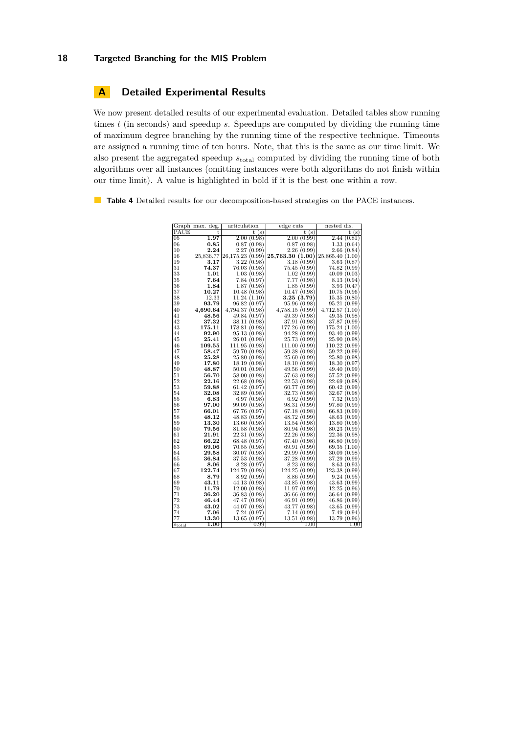# A Detailed Experimental Results

We now present detailed results of our experimental evaluation. Detailed tables show running times $t$ (in seconds) and speedup $s$. Speedups are computed by dividing the running time of maximum degree branching by the running time of the respective technique. Timeouts are assigned a running time of ten hours. Note, that this is the same as our time limit. We also present the aggregated speedup $s_{\text{total}}$ computed by dividing the running time of both algorithms over all instances (omitting instances were both algorithms do not finish within our time limit). A value is highlighted in bold if it is the best one within a row.

**Table 4** Detailed results for our decomposition-based strategies on the PACE instances.

| Graph | max. deg. | articulation | edge cuts | nested dis. |
|---|---|---|---|---|
| PACE | t | t (s) | t (s) | t (s) |
| 05 | **1.97** | 2.00 (0.98) | 2.00 (0.99) | 2.44 (0.81) |
| 06 | **0.85** | 0.87 (0.98) | 0.87 (0.98) | 1.33 (0.64) |
| 10 | **2.24** | 2.27 (0.99) | 2.26 (0.99) | 2.66 (0.84) |
| 16 | 25,836.77 | 26,175.23 (0.99) | **25,763.30 (1.00)** | 25,865.40 (1.00) |
| 19 | **3.17** | 3.22 (0.98) | 3.18 (0.99) | 3.63 (0.87) |
| 31 | **74.37** | 76.03 (0.98) | 75.45 (0.99) | 74.82 (0.99) |
| 33 | **1.01** | 1.03 (0.98) | 1.02 (0.99) | 40.09 (0.03) |
| 35 | **7.64** | 7.84 (0.97) | 7.77 (0.98) | 8.13 (0.94) |
| 36 | **1.84** | 1.87 (0.98) | 1.85 (0.99) | 3.93 (0.47) |
| 37 | **10.27** | 10.48 (0.98) | 10.47 (0.98) | 10.75 (0.96) |
| 38 | 12.33 | 11.24 (1.10) | **3.25 (3.79)** | 15.35 (0.80) |
| 39 | **93.79** | 96.82 (0.97) | 95.96 (0.98) | 95.21 (0.99) |
| 40 | **4,690.64** | 4,794.37 (0.98) | 4,758.15 (0.99) | 4,712.57 (1.00) |
| 41 | **48.56** | 49.84 (0.97) | 49.39 (0.98) | 49.35 (0.98) |
| 42 | **37.32** | 38.11 (0.98) | 37.91 (0.98) | 37.87 (0.99) |
| 43 | **175.11** | 178.81 (0.98) | 177.26 (0.99) | 175.24 (1.00) |
| 44 | **92.90** | 95.13 (0.98) | 94.28 (0.99) | 93.40 (0.99) |
| 45 | **25.41** | 26.01 (0.98) | 25.73 (0.99) | 25.90 (0.98) |
| 46 | **109.55** | 111.95 (0.98) | 111.00 (0.99) | 110.22 (0.99) |
| 47 | **58.47** | 59.70 (0.98) | 59.38 (0.98) | 59.22 (0.99) |
| 48 | **25.28** | 25.80 (0.98) | 25.60 (0.99) | 25.80 (0.98) |
| 49 | **17.80** | 18.19 (0.98) | 18.10 (0.98) | 18.30 (0.97) |
| 50 | **48.87** | 50.01 (0.98) | 49.56 (0.99) | 49.40 (0.99) |
| 51 | **56.70** | 58.00 (0.98) | 57.63 (0.98) | 57.52 (0.99) |
| 52 | **22.16** | 22.68 (0.98) | 22.53 (0.98) | 22.69 (0.98) |
| 53 | **59.88** | 61.42 (0.97) | 60.77 (0.99) | 60.42 (0.99) |
| 54 | **32.08** | 32.89 (0.98) | 32.73 (0.98) | 32.67 (0.98) |
| 55 | **6.83** | 6.97 (0.98) | 6.92 (0.99) | 7.32 (0.93) |
| 56 | **97.00** | 99.09 (0.98) | 98.31 (0.99) | 97.80 (0.99) |
| 57 | **66.01** | 67.76 (0.97) | 67.18 (0.98) | 66.83 (0.99) |
| 58 | **48.12** | 48.83 (0.99) | 48.72 (0.99) | 48.63 (0.99) |
| 59 | **13.30** | 13.60 (0.98) | 13.54 (0.98) | 13.80 (0.96) |
| 60 | **79.56** | 81.58 (0.98) | 80.94 (0.98) | 80.23 (0.99) |
| 61 | **21.91** | 22.31 (0.98) | 22.26 (0.98) | 22.36 (0.98) |
| 62 | **66.22** | 68.48 (0.97) | 67.40 (0.98) | 66.80 (0.99) |
| 63 | **69.06** | 70.55 (0.98) | 69.91 (0.99) | 69.35 (1.00) |
| 64 | **29.58** | 30.07 (0.98) | 29.99 (0.99) | 30.09 (0.98) |
| 65 | **36.84** | 37.53 (0.98) | 37.28 (0.99) | 37.29 (0.99) |
| 66 | **8.06** | 8.28 (0.97) | 8.23 (0.98) | 8.63 (0.93) |
| 67 | **122.74** | 124.79 (0.98) | 124.25 (0.99) | 123.38 (0.99) |
| 68 | **8.79** | 8.92 (0.99) | 8.86 (0.99) | 9.24 (0.95) |
| 69 | **43.11** | 44.13 (0.98) | 43.85 (0.98) | 43.63 (0.99) |
| 70 | **11.79** | 12.00 (0.98) | 11.97 (0.99) | 12.25 (0.96) |
| 71 | **36.20** | 36.83 (0.98) | 36.66 (0.99) | 36.64 (0.99) |
| 72 | **46.44** | 47.47 (0.98) | 46.91 (0.99) | 46.86 (0.99) |
| 73 | **43.02** | 44.07 (0.98) | 43.77 (0.98) | 43.65 (0.99) |
| 74 | **7.06** | 7.24 (0.97) | 7.14 (0.99) | 7.49 (0.94) |
| 77 | **13.30** | 13.65 (0.97) | 13.51 (0.98) | 13.79 (0.96) |
| $s_{\text{total}}$ | **1.00** | 0.99 | 1.00 | 1.00 |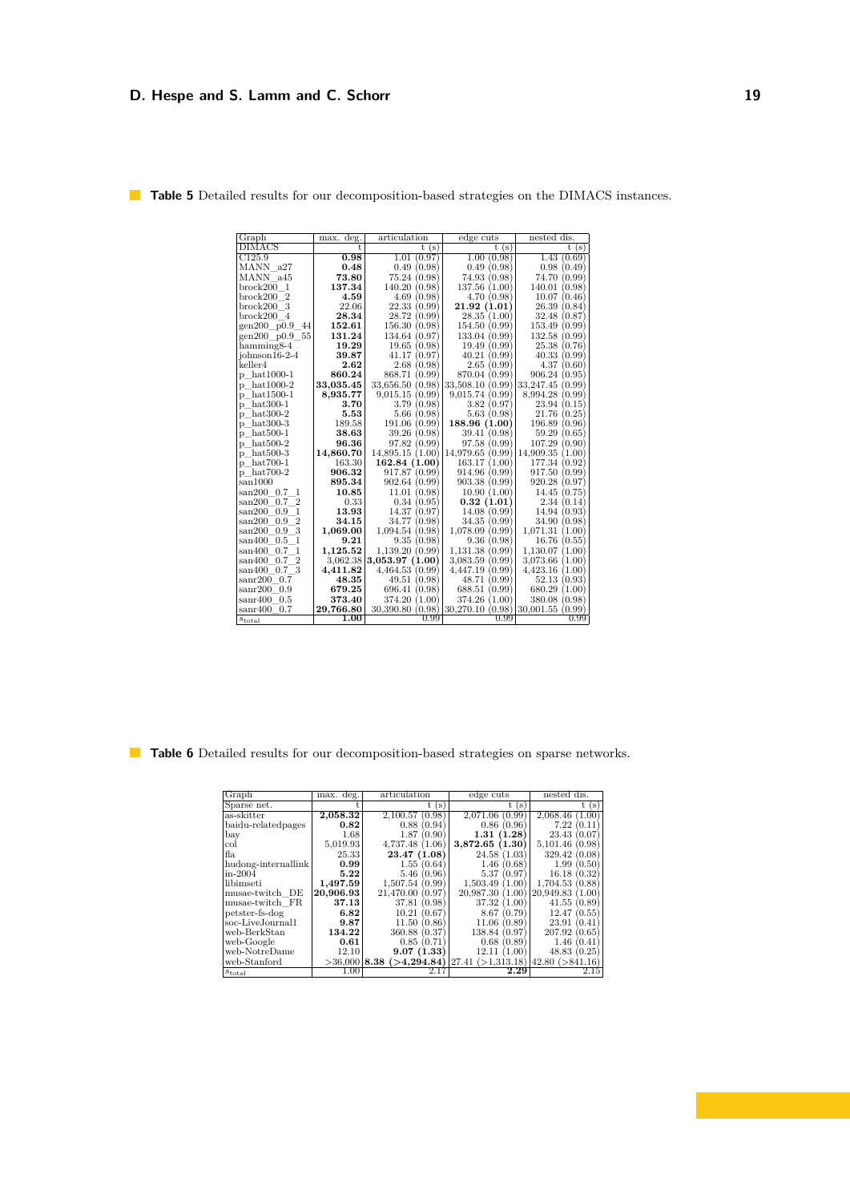**Table 5** Detailed results for our decomposition-based strategies on the DIMACS instances.

| Graph | max. deg. | articulation | edge cuts | nested dis. |
|---|---|---|---|---|
| DIMACS | t | t (s) | t (s) | t (s) |
| C125.9 | **0.98** | 1.01 (0.97) | 1.00 (0.98) | 1.43 (0.69) |
| MANN_a27 | **0.48** | 0.49 (0.98) | 0.49 (0.98) | 0.98 (0.49) |
| MANN_a45 | **73.80** | 75.24 (0.98) | 74.93 (0.98) | 74.70 (0.99) |
| brock200_1 | **137.34** | 140.20 (0.98) | 137.56 (1.00) | 140.01 (0.98) |
| brock200_2 | **4.59** | 4.69 (0.98) | 4.70 (0.98) | 10.07 (0.46) |
| brock200_3 | 22.06 | 22.33 (0.99) | **21.92 (1.01)** | 26.39 (0.84) |
| brock200_4 | **28.34** | 28.72 (0.99) | 28.35 (1.00) | 32.48 (0.87) |
| gen200_p0.9_44 | **152.61** | 156.30 (0.98) | 154.50 (0.99) | 153.49 (0.99) |
| gen200_p0.9_55 | **131.24** | 134.64 (0.97) | 133.04 (0.99) | 132.58 (0.99) |
| hamming8-4 | **19.29** | 19.65 (0.98) | 19.49 (0.99) | 25.38 (0.76) |
| johnson16-2-4 | **39.87** | 41.17 (0.97) | 40.21 (0.99) | 40.33 (0.99) |
| keller4 | **2.62** | 2.68 (0.98) | 2.65 (0.99) | 4.37 (0.60) |
| p_hat1000-1 | **860.24** | 868.71 (0.99) | 870.04 (0.99) | 906.24 (0.95) |
| p_hat1000-2 | **33,035.45** | 33,656.50 (0.98) | 33,508.10 (0.99) | 33,247.45 (0.99) |
| p_hat1500-1 | **8,935.77** | 9,015.15 (0.99) | 9,015.74 (0.99) | 8,994.28 (0.99) |
| p_hat300-1 | **3.70** | 3.79 (0.98) | 3.82 (0.97) | 23.94 (0.15) |
| p_hat300-2 | **5.53** | 5.66 (0.98) | 5.63 (0.98) | 21.76 (0.25) |
| p_hat300-3 | 189.58 | 191.06 (0.99) | **188.96 (1.00)** | 196.89 (0.96) |
| p_hat500-1 | **38.63** | 39.26 (0.98) | 39.41 (0.98) | 59.29 (0.65) |
| p_hat500-2 | **96.36** | 97.82 (0.99) | 97.58 (0.99) | 107.29 (0.90) |
| p_hat500-3 | **14,860.70** | 14,895.15 (1.00) | 14,979.65 (0.99) | 14,909.35 (1.00) |
| p_hat700-1 | 163.30 | **162.84 (1.00)** | 163.17 (1.00) | 177.34 (0.92) |
| p_hat700-2 | **906.32** | 917.87 (0.99) | 914.96 (0.99) | 917.50 (0.99) |
| san1000 | **895.34** | 902.64 (0.99) | 903.38 (0.99) | 920.28 (0.97) |
| san200_0.7_1 | **10.85** | 11.01 (0.98) | 10.90 (1.00) | 14.45 (0.75) |
| san200_0.7_2 | 0.33 | 0.34 (0.95) | **0.32 (1.01)** | 2.34 (0.14) |
| san200_0.9_1 | **13.93** | 14.37 (0.97) | 14.08 (0.99) | 14.94 (0.93) |
| san200_0.9_2 | **34.15** | 34.77 (0.98) | 34.35 (0.99) | 34.90 (0.98) |
| san200_0.9_3 | **1,069.00** | 1,094.54 (0.98) | 1,078.09 (0.99) | 1,071.31 (1.00) |
| san400_0.5_1 | **9.21** | 9.35 (0.98) | 9.36 (0.98) | 16.76 (0.55) |
| san400_0.7_1 | **1,125.52** | 1,139.20 (0.99) | 1,131.38 (0.99) | 1,130.07 (1.00) |
| san400_0.7_2 | 3,062.38 | **3,053.97 (1.00)** | 3,083.59 (0.99) | 3,073.66 (1.00) |
| san400_0.7_3 | **4,411.82** | 4,464.53 (0.99) | 4,447.19 (0.99) | 4,423.16 (1.00) |
| sanr200_0.7 | **48.35** | 49.51 (0.98) | 48.71 (0.99) | 52.13 (0.93) |
| sanr200_0.9 | **679.25** | 696.41 (0.98) | 688.51 (0.99) | 680.29 (1.00) |
| sanr400_0.5 | **373.40** | 374.20 (1.00) | 374.26 (1.00) | 380.08 (0.98) |
| sanr400_0.7 | **29,766.80** | 30,390.80 (0.98) | 30,270.10 (0.98) | 30,001.55 (0.99) |
| $s_{\text{total}}$ | **1.00** | 0.99 | 0.99 | 0.99 |

**Table 6** Detailed results for our decomposition-based strategies on sparse networks.

| Graph | max. deg. | articulation | edge cuts | nested dis. |
|---|---|---|---|---|
| Sparse net. | t | t (s) | t (s) | t (s) |
| as-skitter | **2,058.32** | 2,100.57 (0.98) | 2,071.06 (0.99) | 2,068.46 (1.00) |
| baidu-relatedpages | **0.82** | 0.88 (0.94) | 0.86 (0.96) | 7.22 (0.11) |
| bay | 1.68 | 1.87 (0.90) | **1.31 (1.28)** | 23.43 (0.07) |
| col | 5,019.93 | 4,737.48 (1.06) | **3,872.65 (1.30)** | 5,101.46 (0.98) |
| fla | 25.33 | **23.47 (1.08)** | 24.58 (1.03) | 329.42 (0.08) |
| hudong-internallink | **0.99** | 1.55 (0.64) | 1.46 (0.68) | 1.99 (0.50) |
| in-2004 | **5.22** | 5.46 (0.96) | 5.37 (0.97) | 16.18 (0.32) |
| libimseti | **1,497.59** | 1,507.54 (0.99) | 1,503.49 (1.00) | 1,704.53 (0.88) |
| musae-twitch_DE | **20,906.93** | 21,470.00 (0.97) | 20,987.30 (1.00) | 20,949.83 (1.00) |
| musae-twitch_FR | **37.13** | 37.81 (0.98) | 37.32 (1.00) | 41.55 (0.89) |
| petster-fs-dog | **6.82** | 10.21 (0.67) | 8.67 (0.79) | 12.47 (0.55) |
| soc-LiveJournal1 | **9.87** | 11.50 (0.86) | 11.06 (0.89) | 23.91 (0.41) |
| web-BerkStan | **134.22** | 360.88 (0.37) | 138.84 (0.97) | 207.92 (0.65) |
| web-Google | **0.61** | 0.85 (0.71) | 0.68 (0.89) | 1.46 (0.41) |
| web-NotreDame | 12.10 | **9.07 (1.33)** | 12.11 (1.00) | 48.83 (0.25) |
| web-Stanford | >36,000 | **8.38 (>4,294.84)** | 27.41 (>1,313.18) | 42.80 (>841.16) |
| $s_{\text{total}}$ | 1.00 | 2.17 | **2.29** | 2.15 |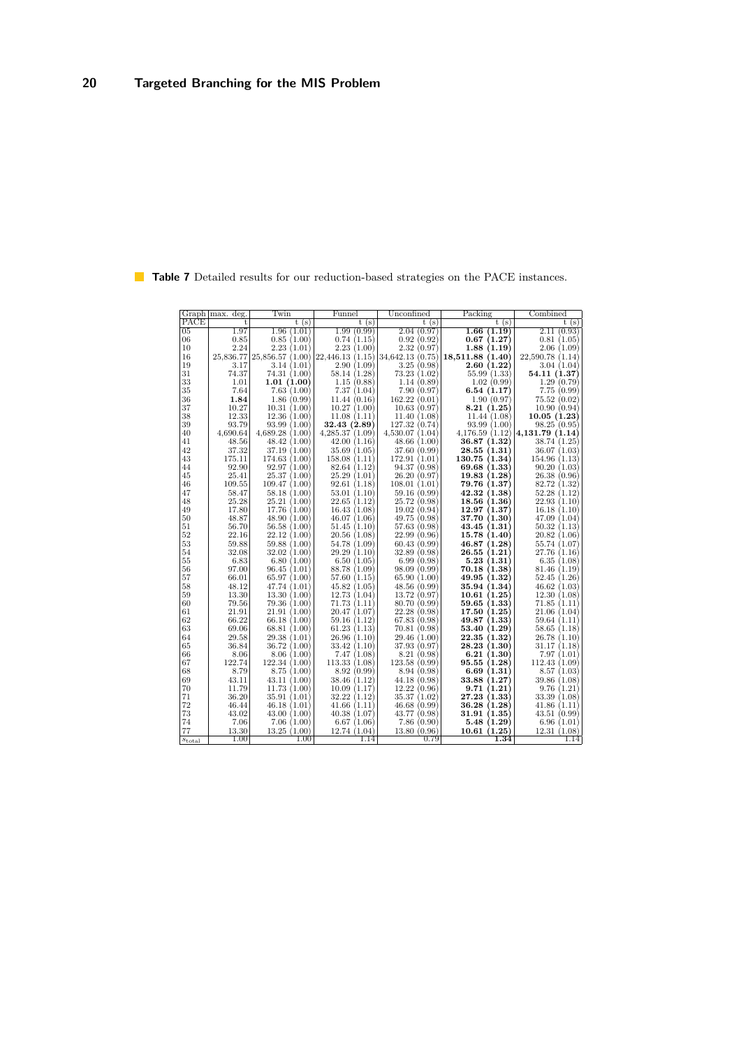**Table 7** Detailed results for our reduction-based strategies on the PACE instances.

| Graph | max. deg. | Twin | Funnel | Unconfined | Packing | Combined |
|---|---|---|---|---|---|---|
| PACE | t | t (s) | t (s) | t (s) | t (s) | t (s) |
| 05 | 1.97 | 1.96 (1.01) | 1.99 (0.99) | 2.04 (0.97) | **1.66 (1.19)** | 2.11 (0.93) |
| 06 | 0.85 | 0.85 (1.00) | 0.74 (1.15) | 0.92 (0.92) | **0.67 (1.27)** | 0.81 (1.05) |
| 10 | 2.24 | 2.23 (1.01) | 2.23 (1.00) | 2.32 (0.97) | **1.88 (1.19)** | 2.06 (1.09) |
| 16 | 25,836.77 | 25,856.57 (1.00) | 22,446.13 (1.15) | 34,642.13 (0.75) | **18,511.88 (1.40)** | 22,590.78 (1.14) |
| 19 | 3.17 | 3.14 (1.01) | 2.90 (1.09) | 3.25 (0.98) | **2.60 (1.22)** | 3.04 (1.04) |
| 31 | 74.37 | 74.31 (1.00) | 58.14 (1.28) | 73.23 (1.02) | 55.99 (1.33) | **54.11 (1.37)** |
| 33 | 1.01 | **1.01 (1.00)** | 1.15 (0.88) | 1.14 (0.89) | 1.02 (0.99) | 1.29 (0.79) |
| 35 | 7.64 | 7.63 (1.00) | 7.37 (1.04) | 7.90 (0.97) | **6.54 (1.17)** | 7.75 (0.99) |
| 36 | **1.84** | 1.86 (0.99) | 11.44 (0.16) | 162.22 (0.01) | 1.90 (0.97) | 75.52 (0.02) |
| 37 | 10.27 | 10.31 (1.00) | 10.27 (1.00) | 10.63 (0.97) | **8.21 (1.25)** | 10.90 (0.94) |
| 38 | 12.33 | 12.36 (1.00) | 11.08 (1.11) | 11.40 (1.08) | 11.44 (1.08) | **10.05 (1.23)** |
| 39 | 93.79 | 93.99 (1.00) | **32.43 (2.89)** | 127.32 (0.74) | 93.99 (1.00) | 98.25 (0.95) |
| 40 | 4,690.64 | 4,689.28 (1.00) | 4,285.37 (1.09) | 4,530.07 (1.04) | 4,176.59 (1.12) | **4,131.79 (1.14)** |
| 41 | 48.56 | 48.42 (1.00) | 42.00 (1.16) | 48.66 (1.00) | **36.87 (1.32)** | 38.74 (1.25) |
| 42 | 37.32 | 37.19 (1.00) | 35.69 (1.05) | 37.60 (0.99) | **28.55 (1.31)** | 36.07 (1.03) |
| 43 | 175.11 | 174.63 (1.00) | 158.08 (1.11) | 172.91 (1.01) | **130.75 (1.34)** | 154.96 (1.13) |
| 44 | 92.90 | 92.97 (1.00) | 82.64 (1.12) | 94.37 (0.98) | **69.68 (1.33)** | 90.20 (1.03) |
| 45 | 25.41 | 25.37 (1.00) | 25.29 (1.01) | 26.20 (0.97) | **19.83 (1.28)** | 26.38 (0.96) |
| 46 | 109.55 | 109.47 (1.00) | 92.61 (1.18) | 108.01 (1.01) | **79.76 (1.37)** | 82.72 (1.32) |
| 47 | 58.47 | 58.18 (1.00) | 53.01 (1.10) | 59.16 (0.99) | **42.32 (1.38)** | 52.28 (1.12) |
| 48 | 25.28 | 25.21 (1.00) | 22.65 (1.12) | 25.72 (0.98) | **18.56 (1.36)** | 22.93 (1.10) |
| 49 | 17.80 | 17.76 (1.00) | 16.43 (1.08) | 19.02 (0.94) | **12.97 (1.37)** | 16.18 (1.10) |
| 50 | 48.87 | 48.90 (1.00) | 46.07 (1.06) | 49.75 (0.98) | **37.70 (1.30)** | 47.09 (1.04) |
| 51 | 56.70 | 56.58 (1.00) | 51.45 (1.10) | 57.63 (0.98) | **43.45 (1.31)** | 50.32 (1.13) |
| 52 | 22.16 | 22.12 (1.00) | 20.56 (1.08) | 22.99 (0.96) | **15.78 (1.40)** | 20.82 (1.06) |
| 53 | 59.88 | 59.88 (1.00) | 54.78 (1.09) | 60.43 (0.99) | **46.87 (1.28)** | 55.74 (1.07) |
| 54 | 32.08 | 32.02 (1.00) | 29.29 (1.10) | 32.89 (0.98) | **26.55 (1.21)** | 27.76 (1.16) |
| 55 | 6.83 | 6.80 (1.00) | 6.50 (1.05) | 6.99 (0.98) | **5.23 (1.31)** | 6.35 (1.08) |
| 56 | 97.00 | 96.45 (1.01) | 88.78 (1.09) | 98.09 (0.99) | **70.18 (1.38)** | 81.46 (1.19) |
| 57 | 66.01 | 65.97 (1.00) | 57.60 (1.15) | 65.90 (1.00) | **49.95 (1.32)** | 52.45 (1.26) |
| 58 | 48.12 | 47.74 (1.01) | 45.82 (1.05) | 48.56 (0.99) | **35.94 (1.34)** | 46.62 (1.03) |
| 59 | 13.30 | 13.30 (1.00) | 12.73 (1.04) | 13.72 (0.97) | **10.61 (1.25)** | 12.30 (1.08) |
| 60 | 79.56 | 79.36 (1.00) | 71.73 (1.11) | 80.70 (0.99) | **59.65 (1.33)** | 71.85 (1.11) |
| 61 | 21.91 | 21.91 (1.00) | 20.47 (1.07) | 22.28 (0.98) | **17.50 (1.25)** | 21.06 (1.04) |
| 62 | 66.22 | 66.18 (1.00) | 59.16 (1.12) | 67.83 (0.98) | **49.87 (1.33)** | 59.64 (1.11) |
| 63 | 69.06 | 68.81 (1.00) | 61.23 (1.13) | 70.81 (0.98) | **53.40 (1.29)** | 58.65 (1.18) |
| 64 | 29.58 | 29.38 (1.01) | 26.96 (1.10) | 29.46 (1.00) | **22.35 (1.32)** | 26.78 (1.10) |
| 65 | 36.84 | 36.72 (1.00) | 33.42 (1.10) | 37.93 (0.97) | **28.23 (1.30)** | 31.17 (1.18) |
| 66 | 8.06 | 8.06 (1.00) | 7.47 (1.08) | 8.21 (0.98) | **6.21 (1.30)** | 7.97 (1.01) |
| 67 | 122.74 | 122.34 (1.00) | 113.33 (1.08) | 123.58 (0.99) | **95.55 (1.28)** | 112.43 (1.09) |
| 68 | 8.79 | 8.75 (1.00) | 8.92 (0.99) | 8.94 (0.98) | **6.69 (1.31)** | 8.57 (1.03) |
| 69 | 43.11 | 43.11 (1.00) | 38.46 (1.12) | 44.18 (0.98) | **33.88 (1.27)** | 39.86 (1.08) |
| 70 | 11.79 | 11.73 (1.00) | 10.09 (1.17) | 12.22 (0.96) | **9.71 (1.21)** | 9.76 (1.21) |
| 71 | 36.20 | 35.91 (1.01) | 32.22 (1.12) | 35.37 (1.02) | **27.23 (1.33)** | 33.39 (1.08) |
| 72 | 46.44 | 46.18 (1.01) | 41.66 (1.11) | 46.68 (0.99) | **36.28 (1.28)** | 41.86 (1.11) |
| 73 | 43.02 | 43.00 (1.00) | 40.38 (1.07) | 43.77 (0.98) | **31.91 (1.35)** | 43.51 (0.99) |
| 74 | 7.06 | 7.06 (1.00) | 6.67 (1.06) | 7.86 (0.90) | **5.48 (1.29)** | 6.96 (1.01) |
| 77 | 13.30 | 13.25 (1.00) | 12.74 (1.04) | 13.80 (0.96) | **10.61 (1.25)** | 12.31 (1.08) |
| $s_{\text{total}}$ | 1.00 | 1.00 | 1.14 | 0.79 | **1.34** | 1.14 |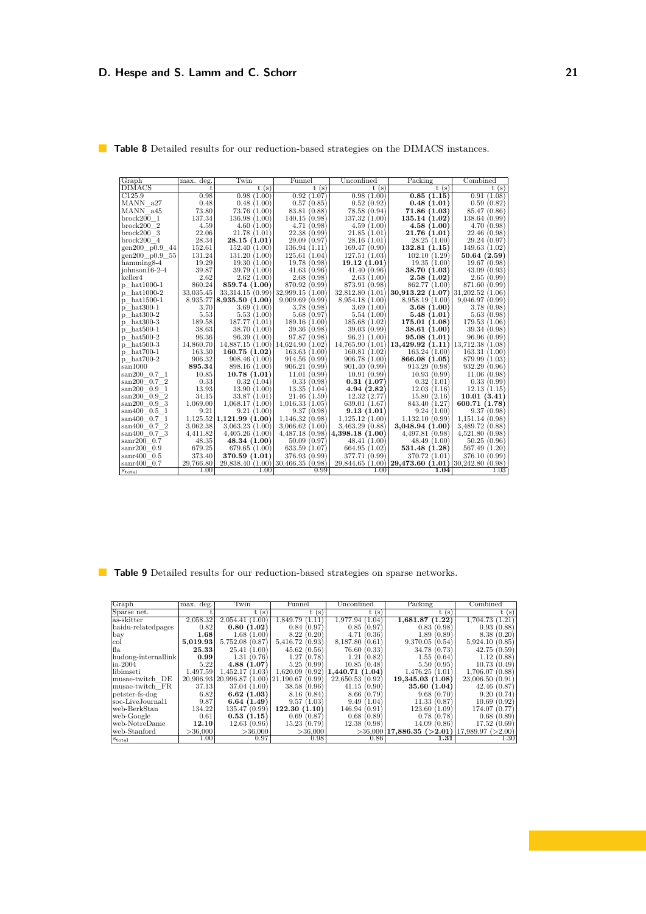**Table 8** Detailed results for our reduction-based strategies on the DIMACS instances.

| Graph | max. deg. | Twin | Funnel | Unconfined | Packing | Combined |
|---|---|---|---|---|---|---|
| DIMACS | t | t (s) | t (s) | t (s) | t (s) | t (s) |
| C125.9 | 0.98 | 0.98 (1.00) | 0.92 (1.07) | 0.98 (1.00) | **0.85 (1.15)** | 0.91 (1.08) |
| MANN_a27 | 0.48 | 0.48 (1.00) | 0.57 (0.85) | 0.52 (0.92) | **0.48 (1.01)** | 0.59 (0.82) |
| MANN_a45 | 73.80 | 73.76 (1.00) | 83.81 (0.88) | 78.58 (0.94) | **71.86 (1.03)** | 85.47 (0.86) |
| brock200_1 | 137.34 | 136.98 (1.00) | 140.15 (0.98) | 137.32 (1.00) | **135.14 (1.02)** | 138.64 (0.99) |
| brock200_2 | 4.59 | 4.60 (1.00) | 4.71 (0.98) | 4.59 (1.00) | **4.58 (1.00)** | 4.70 (0.98) |
| brock200_3 | 22.06 | 21.78 (1.01) | 22.38 (0.99) | 21.85 (1.01) | **21.76 (1.01)** | 22.46 (0.98) |
| brock200_4 | 28.34 | **28.15 (1.01)** | 29.09 (0.97) | 28.16 (1.01) | 28.25 (1.00) | 29.24 (0.97) |
| gen200_p0.9_44 | 152.61 | 152.40 (1.00) | 136.94 (1.11) | 169.47 (0.90) | **132.81 (1.15)** | 149.63 (1.02) |
| gen200_p0.9_55 | 131.24 | 131.20 (1.00) | 125.61 (1.04) | 127.51 (1.03) | 102.10 (1.29) | **50.64 (2.59)** |
| hamming8-4 | 19.29 | 19.30 (1.00) | 19.78 (0.98) | **19.12 (1.01)** | 19.35 (1.00) | 19.67 (0.98) |
| johnson16-2-4 | 39.87 | 39.79 (1.00) | 41.63 (0.96) | 41.40 (0.96) | **38.70 (1.03)** | 43.09 (0.93) |
| keller4 | 2.62 | 2.62 (1.00) | 2.68 (0.98) | 2.63 (1.00) | **2.58 (1.02)** | 2.65 (0.99) |
| p_hat1000-1 | 860.24 | **859.74 (1.00)** | 870.92 (0.99) | 873.91 (0.98) | 862.77 (1.00) | 871.60 (0.99) |
| p_hat1000-2 | 33,035.45 | 33,314.15 (0.99) | 32,999.15 (1.00) | 32,812.80 (1.01) | **30,913.22 (1.07)** | 31,202.52 (1.06) |
| p_hat1500-1 | 8,935.77 | **8,935.50 (1.00)** | 9,009.69 (0.99) | 8,954.18 (1.00) | 8,958.19 (1.00) | 9,046.97 (0.99) |
| p_hat300-1 | 3.70 | 3.69 (1.00) | 3.78 (0.98) | 3.69 (1.00) | **3.68 (1.00)** | 3.78 (0.98) |
| p_hat300-2 | 5.53 | 5.53 (1.00) | 5.68 (0.97) | 5.54 (1.00) | **5.48 (1.01)** | 5.63 (0.98) |
| p_hat300-3 | 189.58 | 187.77 (1.01) | 189.16 (1.00) | 185.68 (1.02) | **175.01 (1.08)** | 179.53 (1.06) |
| p_hat500-1 | 38.63 | 38.70 (1.00) | 39.36 (0.98) | 39.03 (0.99) | **38.61 (1.00)** | 39.34 (0.98) |
| p_hat500-2 | 96.36 | 96.39 (1.00) | 97.87 (0.98) | 96.21 (1.00) | **95.08 (1.01)** | 96.96 (0.99) |
| p_hat500-3 | 14,860.70 | 14,887.15 (1.00) | 14,624.90 (1.02) | 14,765.90 (1.01) | **13,429.92 (1.11)** | 13,712.38 (1.08) |
| p_hat700-1 | 163.30 | **160.75 (1.02)** | 163.63 (1.00) | 160.81 (1.02) | 163.24 (1.00) | 163.31 (1.00) |
| p_hat700-2 | 906.32 | 908.46 (1.00) | 914.56 (0.99) | 906.78 (1.00) | **866.08 (1.05)** | 879.99 (1.03) |
| san1000 | **895.34** | 898.16 (1.00) | 906.21 (0.99) | 901.40 (0.99) | 913.29 (0.98) | 932.29 (0.96) |
| san200_0.7_1 | 10.85 | **10.78 (1.01)** | 11.01 (0.99) | 10.91 (0.99) | 10.93 (0.99) | 11.06 (0.98) |
| san200_0.7_2 | 0.33 | 0.32 (1.04) | 0.33 (0.98) | **0.31 (1.07)** | 0.32 (1.01) | 0.33 (0.99) |
| san200_0.9_1 | 13.93 | 13.90 (1.00) | 13.35 (1.04) | **4.94 (2.82)** | 12.03 (1.16) | 12.13 (1.15) |
| san200_0.9_2 | 34.15 | 33.87 (1.01) | 21.46 (1.59) | 12.32 (2.77) | 15.80 (2.16) | **10.01 (3.41)** |
| san200_0.9_3 | 1,069.00 | 1,068.17 (1.00) | 1,016.33 (1.05) | 639.01 (1.67) | 843.40 (1.27) | **600.71 (1.78)** |
| san400_0.5_1 | 9.21 | 9.21 (1.00) | 9.37 (0.98) | **9.13 (1.01)** | 9.24 (1.00) | 9.37 (0.98) |
| san400_0.7_1 | 1,125.52 | **1,121.99 (1.00)** | 1,146.32 (0.98) | 1,125.12 (1.00) | 1,132.10 (0.99) | 1,151.14 (0.98) |
| san400_0.7_2 | 3,062.38 | 3,063.23 (1.00) | 3,066.62 (1.00) | 3,463.29 (0.88) | **3,048.94 (1.00)** | 3,489.72 (0.88) |
| san400_0.7_3 | 4,411.82 | 4,405.26 (1.00) | 4,487.18 (0.98) | **4,398.18 (1.00)** | 4,497.81 (0.98) | 4,521.80 (0.98) |
| sanr200_0.7 | 48.35 | **48.34 (1.00)** | 50.09 (0.97) | 48.41 (1.00) | 48.49 (1.00) | 50.25 (0.96) |
| sanr200_0.9 | 679.25 | 679.65 (1.00) | 633.59 (1.07) | 664.95 (1.02) | **531.48 (1.28)** | 567.49 (1.20) |
| sanr400_0.5 | 373.40 | **370.59 (1.01)** | 376.93 (0.99) | 377.71 (0.99) | 370.72 (1.01) | 376.10 (0.99) |
| sanr400_0.7 | 29,766.80 | 29,838.40 (1.00) | 30,466.35 (0.98) | 29,844.65 (1.00) | **29,473.60 (1.01)** | 30,242.80 (0.98) |
| $s_{total}$ | 1.00 | 1.00 | 0.99 | 1.00 | **1.04** | 1.03 |

**Table 9** Detailed results for our reduction-based strategies on sparse networks.

| Graph | max. deg. | Twin | Funnel | Unconfined | Packing | Combined |
|---|---|---|---|---|---|---|
| Sparse net. | t | t (s) | t (s) | t (s) | t (s) | t (s) |
| as-skitter | 2,058.32 | 2,054.41 (1.00) | 1,849.79 (1.11) | 1,977.94 (1.04) | **1,681.87 (1.22)** | 1,704.73 (1.21) |
| baidu-relatedpages | 0.82 | **0.80 (1.02)** | 0.84 (0.97) | 0.85 (0.97) | 0.83 (0.98) | 0.93 (0.88) |
| bay | **1.68** | 1.68 (1.00) | 8.22 (0.20) | 4.71 (0.36) | 1.89 (0.89) | 8.38 (0.20) |
| col | **5,019.93** | 5,752.08 (0.87) | 5,416.72 (0.93) | 8,187.80 (0.61) | 9,370.05 (0.54) | 5,924.10 (0.85) |
| fla | **25.33** | 25.41 (1.00) | 45.62 (0.56) | 76.60 (0.33) | 34.78 (0.73) | 42.75 (0.59) |
| hudong-internallink | **0.99** | 1.31 (0.76) | 1.27 (0.78) | 1.21 (0.82) | 1.55 (0.64) | 1.12 (0.88) |
| in-2004 | 5.22 | **4.88 (1.07)** | 5.25 (0.99) | 10.85 (0.48) | 5.50 (0.95) | 10.73 (0.49) |
| libimseti | 1,497.59 | 1,452.17 (1.03) | 1,620.09 (0.92) | **1,440.71 (1.04)** | 1,476.25 (1.01) | 1,706.07 (0.88) |
| musae-twitch_DE | 20,906.93 | 20,996.87 (1.00) | 21,190.67 (0.99) | 22,650.53 (0.92) | **19,345.03 (1.08)** | 23,006.50 (0.91) |
| musae-twitch_FR | 37.13 | 37.04 (1.00) | 38.58 (0.96) | 41.15 (0.90) | **35.60 (1.04)** | 42.46 (0.87) |
| petster-fs-dog | 6.82 | **6.62 (1.03)** | 8.16 (0.84) | 8.66 (0.79) | 9.68 (0.70) | 9.20 (0.74) |
| soc-LiveJournal1 | 9.87 | **6.64 (1.49)** | 9.57 (1.03) | 9.49 (1.04) | 11.33 (0.87) | 10.69 (0.92) |
| web-BerkStan | 134.22 | 135.47 (0.99) | **122.30 (1.10)** | 146.94 (0.91) | 123.60 (1.09) | 174.07 (0.77) |
| web-Google | 0.61 | **0.53 (1.15)** | 0.69 (0.87) | 0.68 (0.89) | 0.78 (0.78) | 0.68 (0.89) |
| web-NotreDame | **12.10** | 12.63 (0.96) | 15.23 (0.79) | 12.38 (0.98) | 14.09 (0.86) | 17.52 (0.69) |
| web-Stanford | >36,000 | >36,000 | >36,000 | >36,000 | **17,886.35 (>2.01)** | 17,989.97 (>2.00) |
| $s_{total}$ | 1.00 | 0.97 | 0.98 | 0.86 | **1.31** | 1.30 |